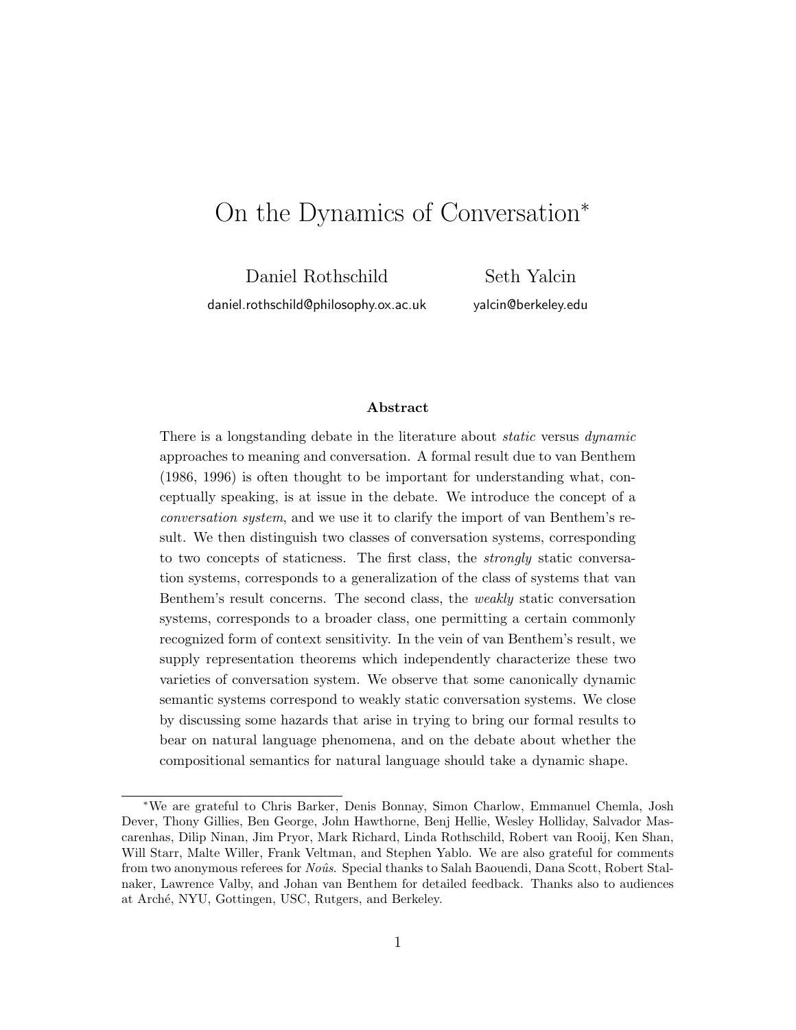# On the Dynamics of Conversation*

Daniel Rothschild
daniel.rothschild@philosophy.ox.ac.uk

Seth Yalcin
yalcin@berkeley.edu

**Abstract**

There is a longstanding debate in the literature about *static* versus *dynamic* approaches to meaning and conversation. A formal result due to van Benthem (1986, 1996) is often thought to be important for understanding what, conceptually speaking, is at issue in the debate. We introduce the concept of a *conversation system*, and we use it to clarify the import of van Benthem's result. We then distinguish two classes of conversation systems, corresponding to two concepts of staticness. The first class, the *strongly* static conversation systems, corresponds to a generalization of the class of systems that van Benthem's result concerns. The second class, the *weakly* static conversation systems, corresponds to a broader class, one permitting a certain commonly recognized form of context sensitivity. In the vein of van Benthem's result, we supply representation theorems which independently characterize these two varieties of conversation system. We observe that some canonically dynamic semantic systems correspond to weakly static conversation systems. We close by discussing some hazards that arise in trying to bring our formal results to bear on natural language phenomena, and on the debate about whether the compositional semantics for natural language should take a dynamic shape.

*We are grateful to Chris Barker, Denis Bonnay, Simon Charlow, Emmanuel Chemla, Josh Dever, Thony Gillies, Ben George, John Hawthorne, Benj Hellie, Wesley Holliday, Salvador Mascarenhas, Dilip Ninan, Jim Pryor, Mark Richard, Linda Rothschild, Robert van Rooij, Ken Shan, Will Starr, Malte Willer, Frank Veltman, and Stephen Yablo. We are also grateful for comments from two anonymous referees for *Noûs*. Special thanks to Salah Baouendi, Dana Scott, Robert Stalnaker, Lawrence Valby, and Johan van Benthem for detailed feedback. Thanks also to audiences at Arché, NYU, Gottingen, USC, Rutgers, and Berkeley.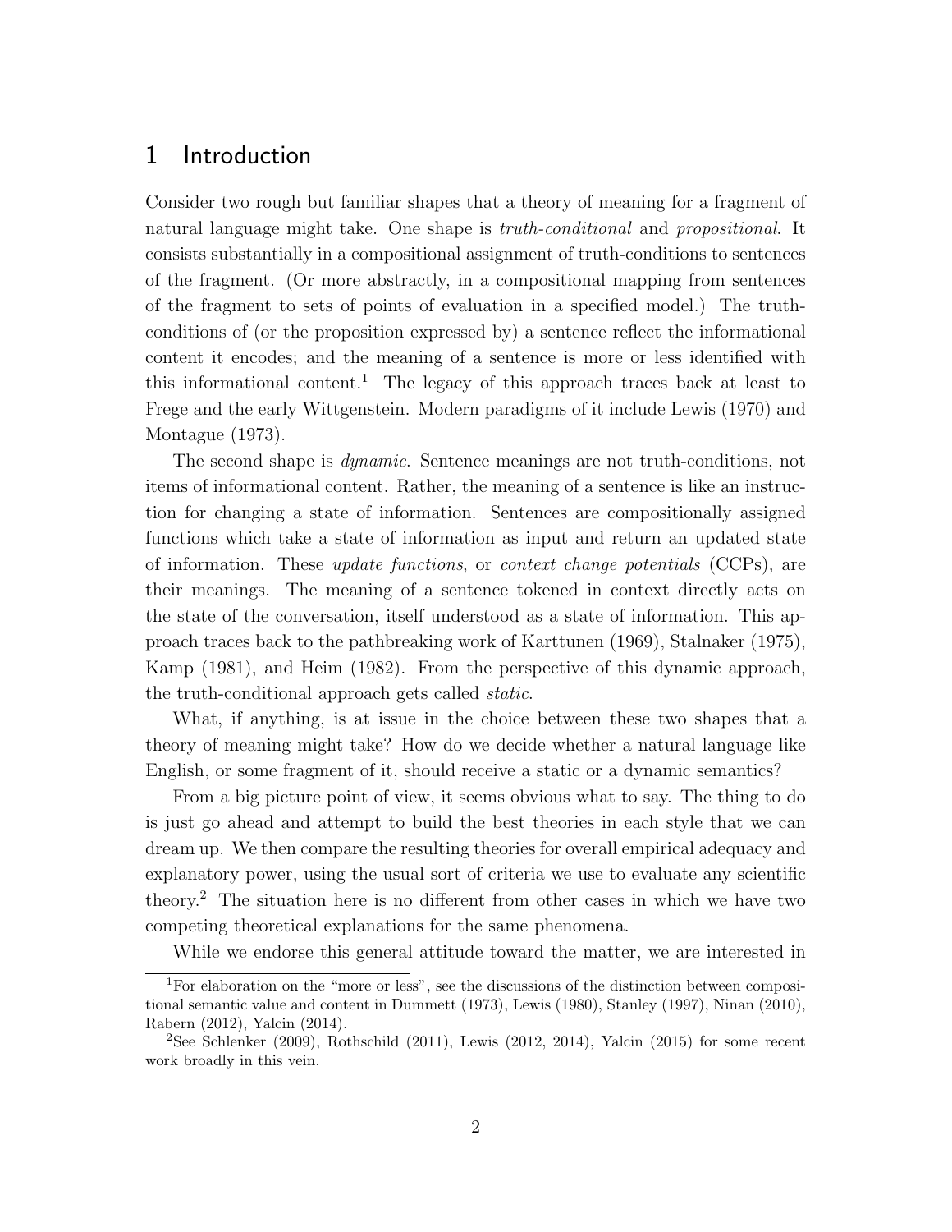# 1 Introduction

Consider two rough but familiar shapes that a theory of meaning for a fragment of natural language might take. One shape is *truth-conditional* and *propositional*. It consists substantially in a compositional assignment of truth-conditions to sentences of the fragment. (Or more abstractly, in a compositional mapping from sentences of the fragment to sets of points of evaluation in a specified model.) The truth-conditions of (or the proposition expressed by) a sentence reflect the informational content it encodes; and the meaning of a sentence is more or less identified with this informational content.[1] The legacy of this approach traces back at least to Frege and the early Wittgenstein. Modern paradigms of it include Lewis (1970) and Montague (1973).

The second shape is *dynamic*. Sentence meanings are not truth-conditions, not items of informational content. Rather, the meaning of a sentence is like an instruction for changing a state of information. Sentences are compositionally assigned functions which take a state of information as input and return an updated state of information. These *update functions*, or *context change potentials* (CCPs), are their meanings. The meaning of a sentence tokened in context directly acts on the state of the conversation, itself understood as a state of information. This approach traces back to the pathbreaking work of Karttunen (1969), Stalnaker (1975), Kamp (1981), and Heim (1982). From the perspective of this dynamic approach, the truth-conditional approach gets called *static*.

What, if anything, is at issue in the choice between these two shapes that a theory of meaning might take? How do we decide whether a natural language like English, or some fragment of it, should receive a static or a dynamic semantics?

From a big picture point of view, it seems obvious what to say. The thing to do is just go ahead and attempt to build the best theories in each style that we can dream up. We then compare the resulting theories for overall empirical adequacy and explanatory power, using the usual sort of criteria we use to evaluate any scientific theory.[2] The situation here is no different from other cases in which we have two competing theoretical explanations for the same phenomena.

While we endorse this general attitude toward the matter, we are interested in

[1] For elaboration on the "more or less", see the discussions of the distinction between compositional semantic value and content in Dummett (1973), Lewis (1980), Stanley (1997), Ninan (2010), Rabern (2012), Yalcin (2014).

[2] See Schlenker (2009), Rothschild (2011), Lewis (2012, 2014), Yalcin (2015) for some recent work broadly in this vein.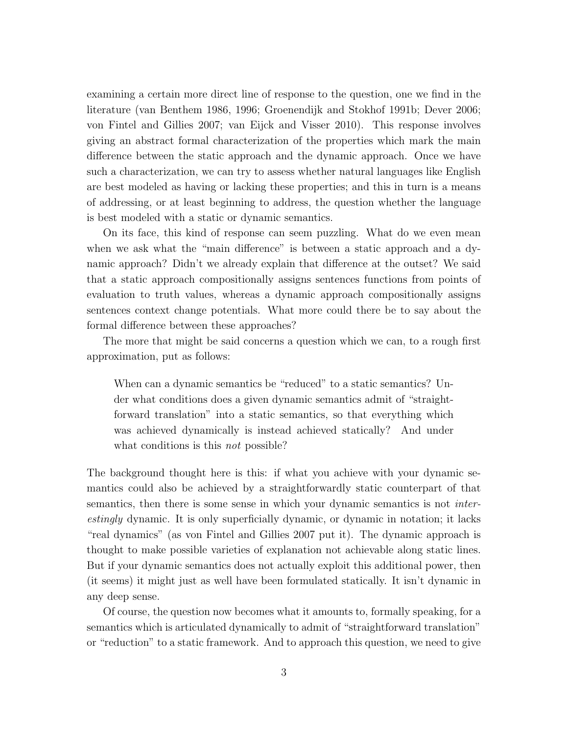examining a certain more direct line of response to the question, one we find in the literature (van Benthem 1986, 1996; Groenendijk and Stokhof 1991b; Dever 2006; von Fintel and Gillies 2007; van Eijck and Visser 2010). This response involves giving an abstract formal characterization of the properties which mark the main difference between the static approach and the dynamic approach. Once we have such a characterization, we can try to assess whether natural languages like English are best modeled as having or lacking these properties; and this in turn is a means of addressing, or at least beginning to address, the question whether the language is best modeled with a static or dynamic semantics.

On its face, this kind of response can seem puzzling. What do we even mean when we ask what the "main difference" is between a static approach and a dynamic approach? Didn't we already explain that difference at the outset? We said that a static approach compositionally assigns sentences functions from points of evaluation to truth values, whereas a dynamic approach compositionally assigns sentences context change potentials. What more could there be to say about the formal difference between these approaches?

The more that might be said concerns a question which we can, to a rough first approximation, put as follows:

> When can a dynamic semantics be "reduced" to a static semantics? Under what conditions does a given dynamic semantics admit of "straightforward translation" into a static semantics, so that everything which was achieved dynamically is instead achieved statically? And under what conditions is this *not* possible?

The background thought here is this: if what you achieve with your dynamic semantics could also be achieved by a straightforwardly static counterpart of that semantics, then there is some sense in which your dynamic semantics is not *interestingly* dynamic. It is only superficially dynamic, or dynamic in notation; it lacks "real dynamics" (as von Fintel and Gillies 2007 put it). The dynamic approach is thought to make possible varieties of explanation not achievable along static lines. But if your dynamic semantics does not actually exploit this additional power, then (it seems) it might just as well have been formulated statically. It isn't dynamic in any deep sense.

Of course, the question now becomes what it amounts to, formally speaking, for a semantics which is articulated dynamically to admit of "straightforward translation" or "reduction" to a static framework. And to approach this question, we need to give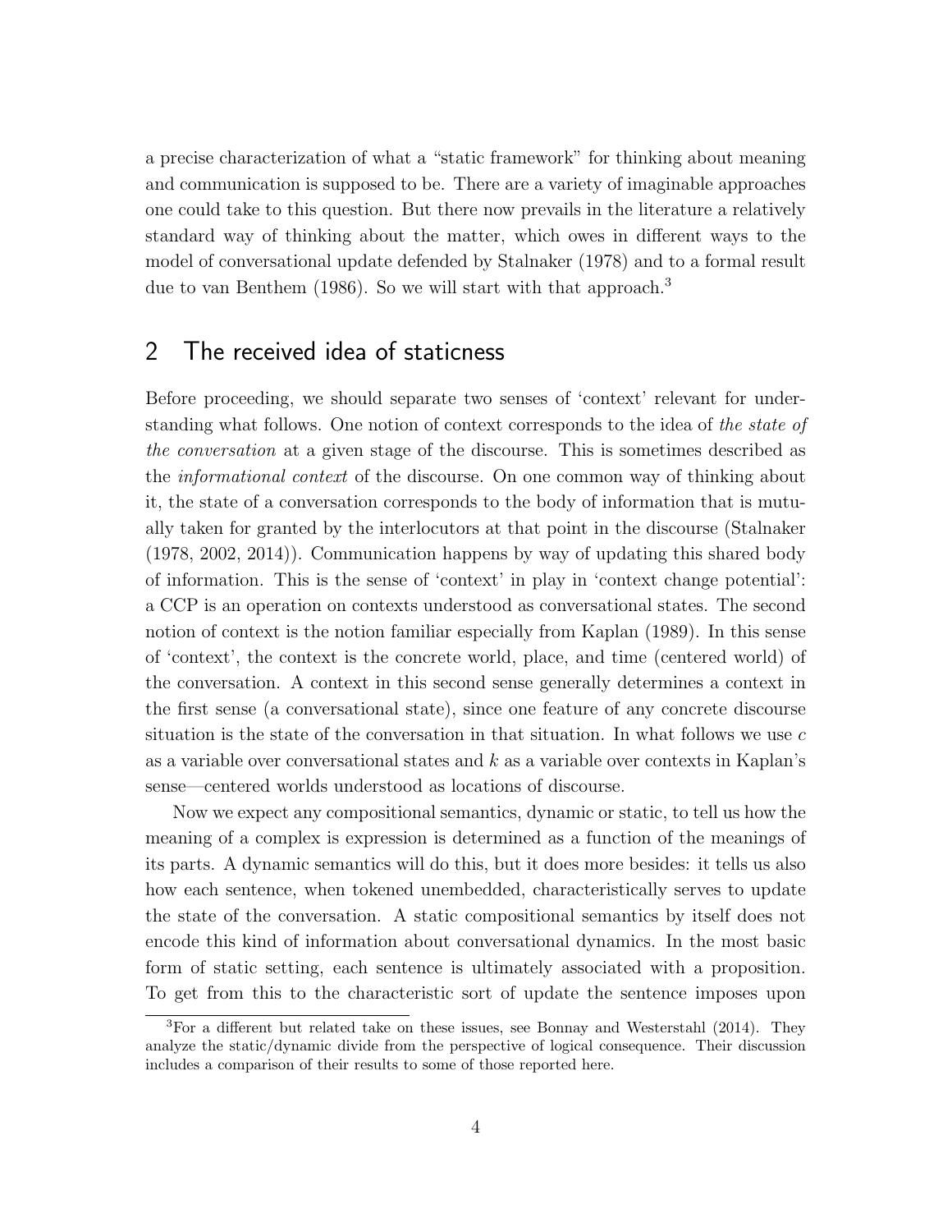a precise characterization of what a "static framework" for thinking about meaning and communication is supposed to be. There are a variety of imaginable approaches one could take to this question. But there now prevails in the literature a relatively standard way of thinking about the matter, which owes in different ways to the model of conversational update defended by Stalnaker (1978) and to a formal result due to van Benthem (1986). So we will start with that approach.[3]

## 2 The received idea of staticness

Before proceeding, we should separate two senses of 'context' relevant for understanding what follows. One notion of context corresponds to the idea of *the state of the conversation* at a given stage of the discourse. This is sometimes described as the *informational context* of the discourse. On one common way of thinking about it, the state of a conversation corresponds to the body of information that is mutually taken for granted by the interlocutors at that point in the discourse (Stalnaker (1978, 2002, 2014)). Communication happens by way of updating this shared body of information. This is the sense of 'context' in play in 'context change potential': a CCP is an operation on contexts understood as conversational states. The second notion of context is the notion familiar especially from Kaplan (1989). In this sense of 'context', the context is the concrete world, place, and time (centered world) of the conversation. A context in this second sense generally determines a context in the first sense (a conversational state), since one feature of any concrete discourse situation is the state of the conversation in that situation. In what follows we use $c$ as a variable over conversational states and $k$ as a variable over contexts in Kaplan's sense—centered worlds understood as locations of discourse.

Now we expect any compositional semantics, dynamic or static, to tell us how the meaning of a complex is expression is determined as a function of the meanings of its parts. A dynamic semantics will do this, but it does more besides: it tells us also how each sentence, when tokened unembedded, characteristically serves to update the state of the conversation. A static compositional semantics by itself does not encode this kind of information about conversational dynamics. In the most basic form of static setting, each sentence is ultimately associated with a proposition. To get from this to the characteristic sort of update the sentence imposes upon

[3] For a different but related take on these issues, see Bonnay and Westerstahl (2014). They analyze the static/dynamic divide from the perspective of logical consequence. Their discussion includes a comparison of their results to some of those reported here.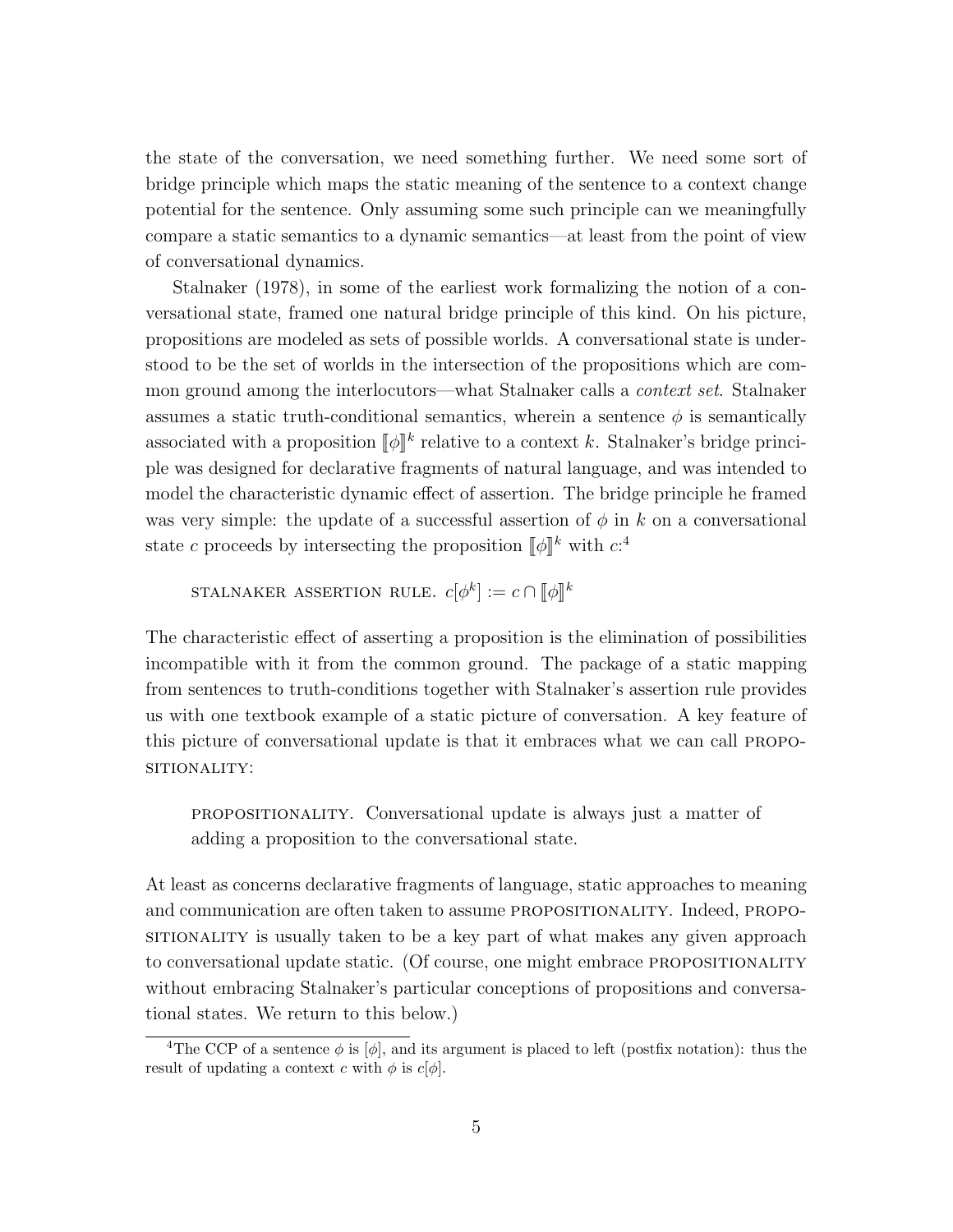the state of the conversation, we need something further. We need some sort of bridge principle which maps the static meaning of the sentence to a context change potential for the sentence. Only assuming some such principle can we meaningfully compare a static semantics to a dynamic semantics—at least from the point of view of conversational dynamics.

Stalnaker (1978), in some of the earliest work formalizing the notion of a conversational state, framed one natural bridge principle of this kind. On his picture, propositions are modeled as sets of possible worlds. A conversational state is understood to be the set of worlds in the intersection of the propositions which are common ground among the interlocutors—what Stalnaker calls a *context set*. Stalnaker assumes a static truth-conditional semantics, wherein a sentence $\phi$ is semantically associated with a proposition $[\![\phi]\!]^k$ relative to a context $k$. Stalnaker's bridge principle was designed for declarative fragments of natural language, and was intended to model the characteristic dynamic effect of assertion. The bridge principle he framed was very simple: the update of a successful assertion of $\phi$ in $k$ on a conversational state $c$ proceeds by intersecting the proposition $[\![\phi]\!]^k$ with $c$:[4]

> STALNAKER ASSERTION RULE. $c[\phi^k] := c \cap [\![\phi]\!]^k$

The characteristic effect of asserting a proposition is the elimination of possibilities incompatible with it from the common ground. The package of a static mapping from sentences to truth-conditions together with Stalnaker's assertion rule provides us with one textbook example of a static picture of conversation. A key feature of this picture of conversational update is that it embraces what we can call PROPOSITIONALITY:

> PROPOSITIONALITY. Conversational update is always just a matter of adding a proposition to the conversational state.

At least as concerns declarative fragments of language, static approaches to meaning and communication are often taken to assume PROPOSITIONALITY. Indeed, PROPOSITIONALITY is usually taken to be a key part of what makes any given approach to conversational update static. (Of course, one might embrace PROPOSITIONALITY without embracing Stalnaker's particular conceptions of propositions and conversational states. We return to this below.)

---

[4] The CCP of a sentence $\phi$ is $[\phi]$, and its argument is placed to left (postfix notation): thus the result of updating a context $c$ with $\phi$ is $c[\phi]$.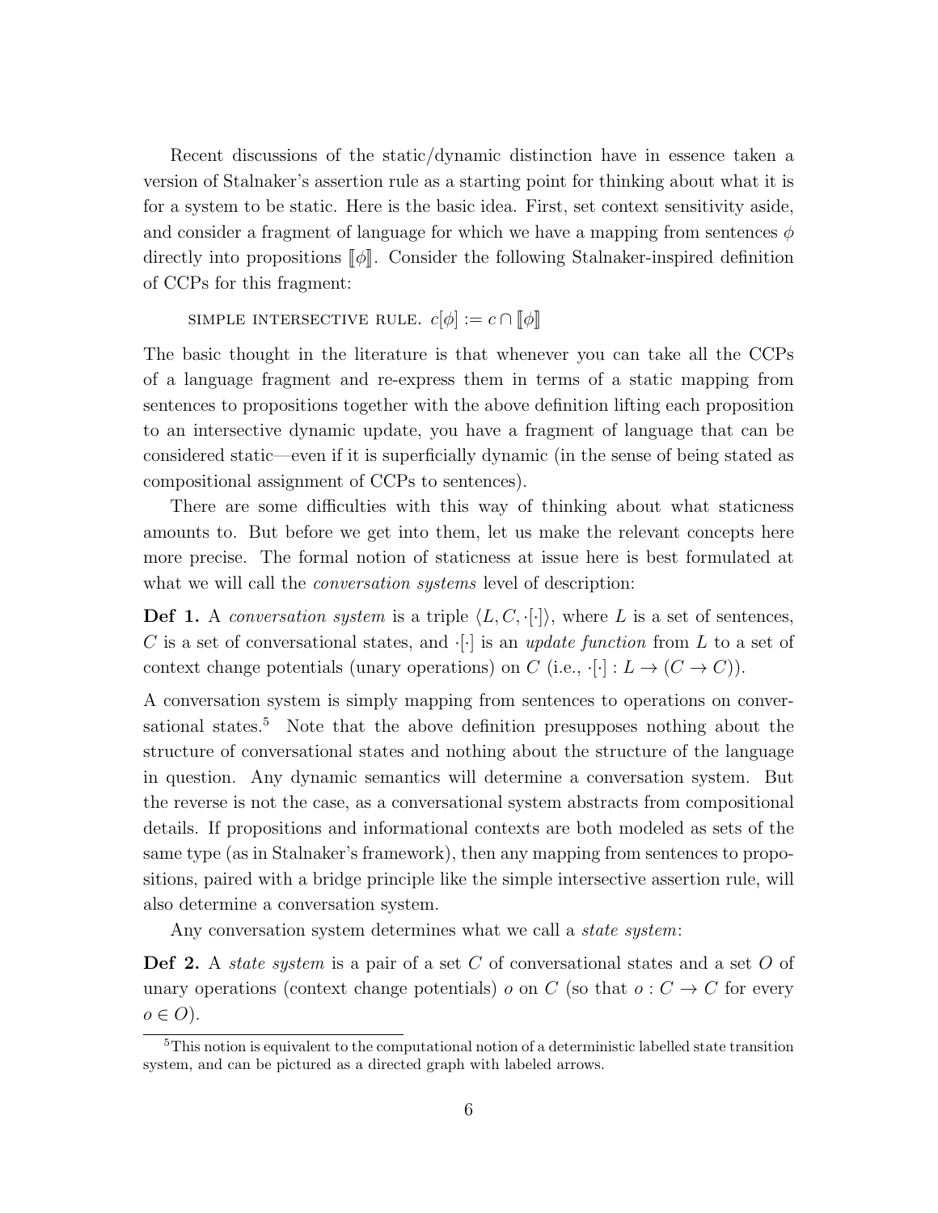Recent discussions of the static/dynamic distinction have in essence taken a version of Stalnaker's assertion rule as a starting point for thinking about what it is for a system to be static. Here is the basic idea. First, set context sensitivity aside, and consider a fragment of language for which we have a mapping from sentences $\phi$ directly into propositions $[\![\phi]\!]$. Consider the following Stalnaker-inspired definition of CCPs for this fragment:

SIMPLE INTERSECTIVE RULE. $c[\phi] := c \cap [\![\phi]\!]$

The basic thought in the literature is that whenever you can take all the CCPs of a language fragment and re-express them in terms of a static mapping from sentences to propositions together with the above definition lifting each proposition to an intersective dynamic update, you have a fragment of language that can be considered static—even if it is superficially dynamic (in the sense of being stated as compositional assignment of CCPs to sentences).

There are some difficulties with this way of thinking about what staticness amounts to. But before we get into them, let us make the relevant concepts here more precise. The formal notion of staticness at issue here is best formulated at what we will call the *conversation systems* level of description:

**Def 1.** A *conversation system* is a triple $\langle L, C, \cdot[\cdot] \rangle$, where $L$ is a set of sentences, $C$ is a set of conversational states, and $\cdot[\cdot]$ is an *update function* from $L$ to a set of context change potentials (unary operations) on $C$ (i.e., $\cdot[\cdot] : L \to (C \to C)$).

A conversation system is simply mapping from sentences to operations on conversational states.[5] Note that the above definition presupposes nothing about the structure of conversational states and nothing about the structure of the language in question. Any dynamic semantics will determine a conversation system. But the reverse is not the case, as a conversational system abstracts from compositional details. If propositions and informational contexts are both modeled as sets of the same type (as in Stalnaker's framework), then any mapping from sentences to propositions, paired with a bridge principle like the simple intersective assertion rule, will also determine a conversation system.

Any conversation system determines what we call a *state system*:

**Def 2.** A *state system* is a pair of a set $C$ of conversational states and a set $O$ of unary operations (context change potentials) $o$ on $C$ (so that $o : C \to C$ for every $o \in O$).

[5] This notion is equivalent to the computational notion of a deterministic labelled state transition system, and can be pictured as a directed graph with labeled arrows.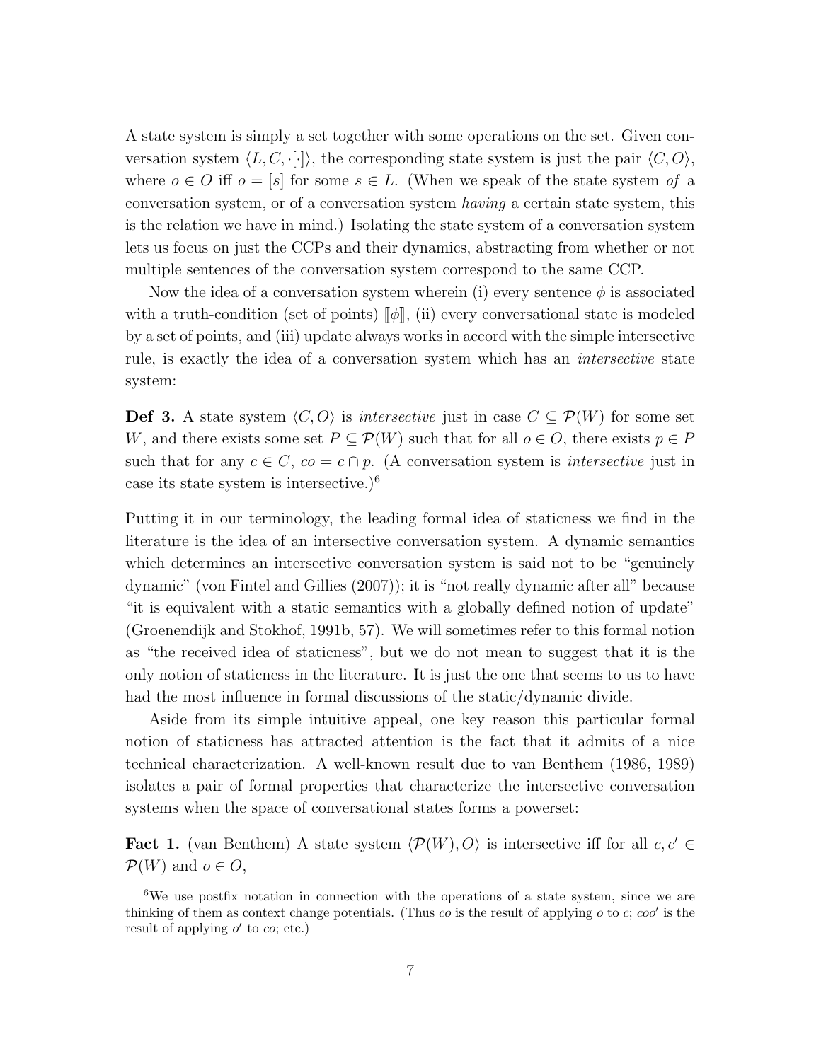A state system is simply a set together with some operations on the set. Given conversation system $\langle L, C, \cdot[\cdot]\rangle$, the corresponding state system is just the pair $\langle C, O\rangle$, where $o \in O$ iff $o = [s]$ for some $s \in L$. (When we speak of the state system *of* a conversation system, or of a conversation system *having* a certain state system, this is the relation we have in mind.) Isolating the state system of a conversation system lets us focus on just the CCPs and their dynamics, abstracting from whether or not multiple sentences of the conversation system correspond to the same CCP.

Now the idea of a conversation system wherein (i) every sentence $\phi$ is associated with a truth-condition (set of points) $[\![\phi]\!]$, (ii) every conversational state is modeled by a set of points, and (iii) update always works in accord with the simple intersective rule, is exactly the idea of a conversation system which has an *intersective* state system:

**Def 3.** A state system $\langle C, O\rangle$ is *intersective* just in case $C \subseteq \mathcal{P}(W)$ for some set $W$, and there exists some set $P \subseteq \mathcal{P}(W)$ such that for all $o \in O$, there exists $p \in P$ such that for any $c \in C$, $co = c \cap p$. (A conversation system is *intersective* just in case its state system is intersective.)[6]

Putting it in our terminology, the leading formal idea of staticness we find in the literature is the idea of an intersective conversation system. A dynamic semantics which determines an intersective conversation system is said not to be "genuinely dynamic" (von Fintel and Gillies (2007)); it is "not really dynamic after all" because "it is equivalent with a static semantics with a globally defined notion of update" (Groenendijk and Stokhof, 1991b, 57). We will sometimes refer to this formal notion as "the received idea of staticness", but we do not mean to suggest that it is the only notion of staticness in the literature. It is just the one that seems to us to have had the most influence in formal discussions of the static/dynamic divide.

Aside from its simple intuitive appeal, one key reason this particular formal notion of staticness has attracted attention is the fact that it admits of a nice technical characterization. A well-known result due to van Benthem (1986, 1989) isolates a pair of formal properties that characterize the intersective conversation systems when the space of conversational states forms a powerset:

**Fact 1.** (van Benthem) A state system $\langle \mathcal{P}(W), O\rangle$ is intersective iff for all $c, c' \in \mathcal{P}(W)$ and $o \in O$,

[6] We use postfix notation in connection with the operations of a state system, since we are thinking of them as context change potentials. (Thus $co$ is the result of applying $o$ to $c$; $coo'$ is the result of applying $o'$ to $co$; etc.)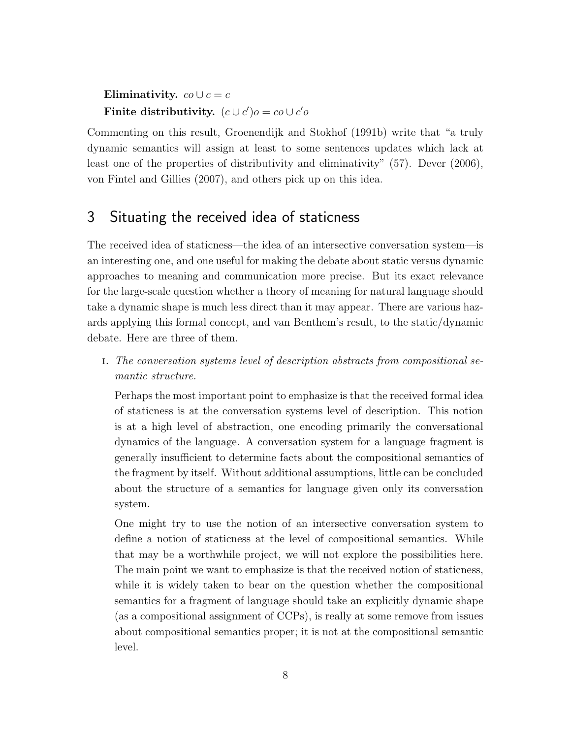**Eliminativity.** $co \cup c = c$

**Finite distributivity.** $(c \cup c')o = co \cup c'o$

Commenting on this result, Groenendijk and Stokhof (1991b) write that "a truly dynamic semantics will assign at least to some sentences updates which lack at least one of the properties of distributivity and eliminativity" (57). Dever (2006), von Fintel and Gillies (2007), and others pick up on this idea.

## 3 Situating the received idea of staticness

The received idea of staticness—the idea of an intersective conversation system—is an interesting one, and one useful for making the debate about static versus dynamic approaches to meaning and communication more precise. But its exact relevance for the large-scale question whether a theory of meaning for natural language should take a dynamic shape is much less direct than it may appear. There are various hazards applying this formal concept, and van Benthem's result, to the static/dynamic debate. Here are three of them.

I. *The conversation systems level of description abstracts from compositional semantic structure.*

   Perhaps the most important point to emphasize is that the received formal idea of staticness is at the conversation systems level of description. This notion is at a high level of abstraction, one encoding primarily the conversational dynamics of the language. A conversation system for a language fragment is generally insufficient to determine facts about the compositional semantics of the fragment by itself. Without additional assumptions, little can be concluded about the structure of a semantics for language given only its conversation system.

   One might try to use the notion of an intersective conversation system to define a notion of staticness at the level of compositional semantics. While that may be a worthwhile project, we will not explore the possibilities here. The main point we want to emphasize is that the received notion of staticness, while it is widely taken to bear on the question whether the compositional semantics for a fragment of language should take an explicitly dynamic shape (as a compositional assignment of CCPs), is really at some remove from issues about compositional semantics proper; it is not at the compositional semantic level.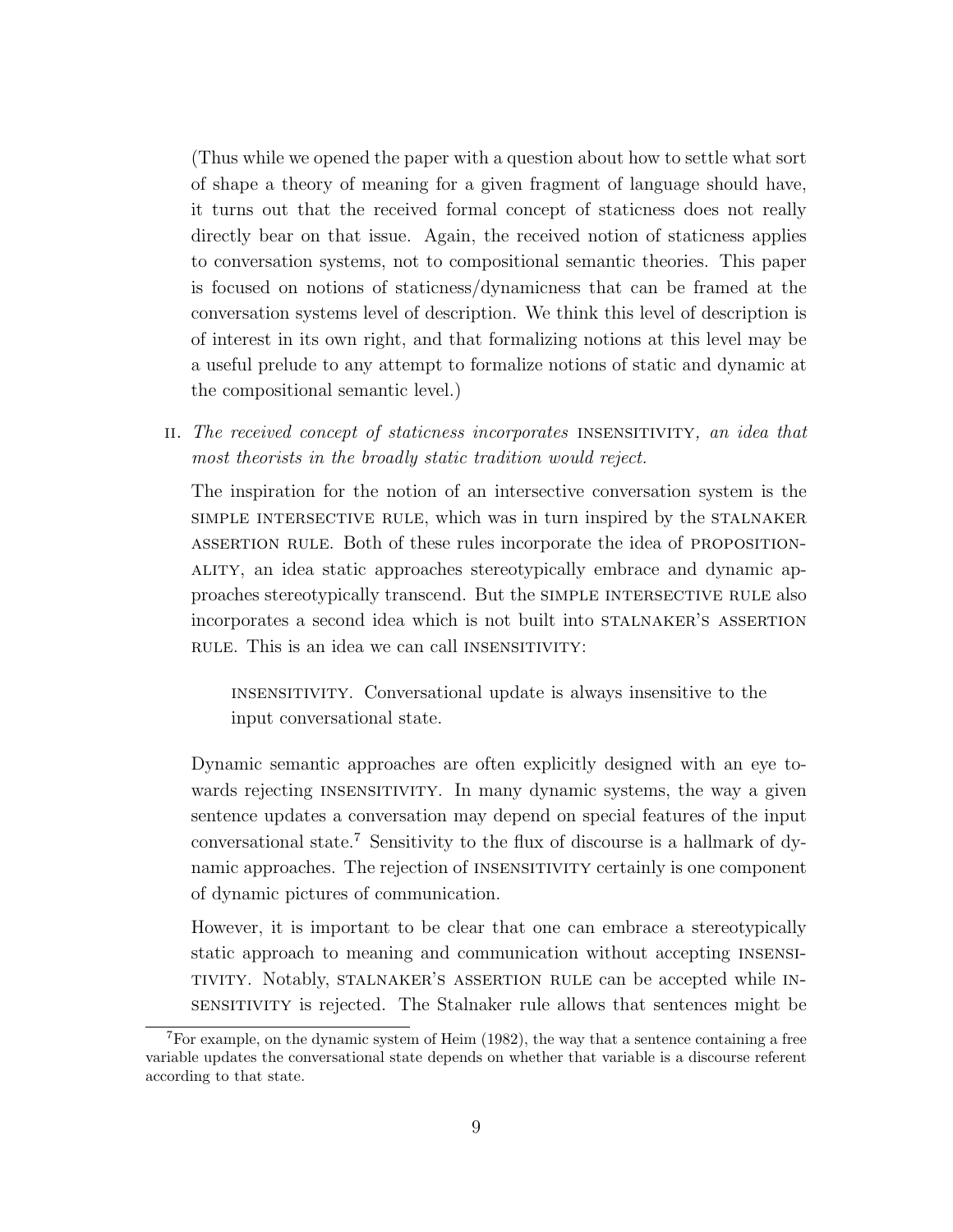(Thus while we opened the paper with a question about how to settle what sort of shape a theory of meaning for a given fragment of language should have, it turns out that the received formal concept of staticness does not really directly bear on that issue. Again, the received notion of staticness applies to conversation systems, not to compositional semantic theories. This paper is focused on notions of staticness/dynamicness that can be framed at the conversation systems level of description. We think this level of description is of interest in its own right, and that formalizing notions at this level may be a useful prelude to any attempt to formalize notions of static and dynamic at the compositional semantic level.)

ii. *The received concept of staticness incorporates* INSENSITIVITY*, an idea that most theorists in the broadly static tradition would reject.*

The inspiration for the notion of an intersective conversation system is the SIMPLE INTERSECTIVE RULE, which was in turn inspired by the STALNAKER ASSERTION RULE. Both of these rules incorporate the idea of PROPOSITIONALITY, an idea static approaches stereotypically embrace and dynamic approaches stereotypically transcend. But the SIMPLE INTERSECTIVE RULE also incorporates a second idea which is not built into STALNAKER'S ASSERTION RULE. This is an idea we can call INSENSITIVITY:

> INSENSITIVITY. Conversational update is always insensitive to the input conversational state.

Dynamic semantic approaches are often explicitly designed with an eye towards rejecting INSENSITIVITY. In many dynamic systems, the way a given sentence updates a conversation may depend on special features of the input conversational state.[7] Sensitivity to the flux of discourse is a hallmark of dynamic approaches. The rejection of INSENSITIVITY certainly is one component of dynamic pictures of communication.

However, it is important to be clear that one can embrace a stereotypically static approach to meaning and communication without accepting INSENSITIVITY. Notably, STALNAKER'S ASSERTION RULE can be accepted while INSENSITIVITY is rejected. The Stalnaker rule allows that sentences might be

[7] For example, on the dynamic system of Heim (1982), the way that a sentence containing a free variable updates the conversational state depends on whether that variable is a discourse referent according to that state.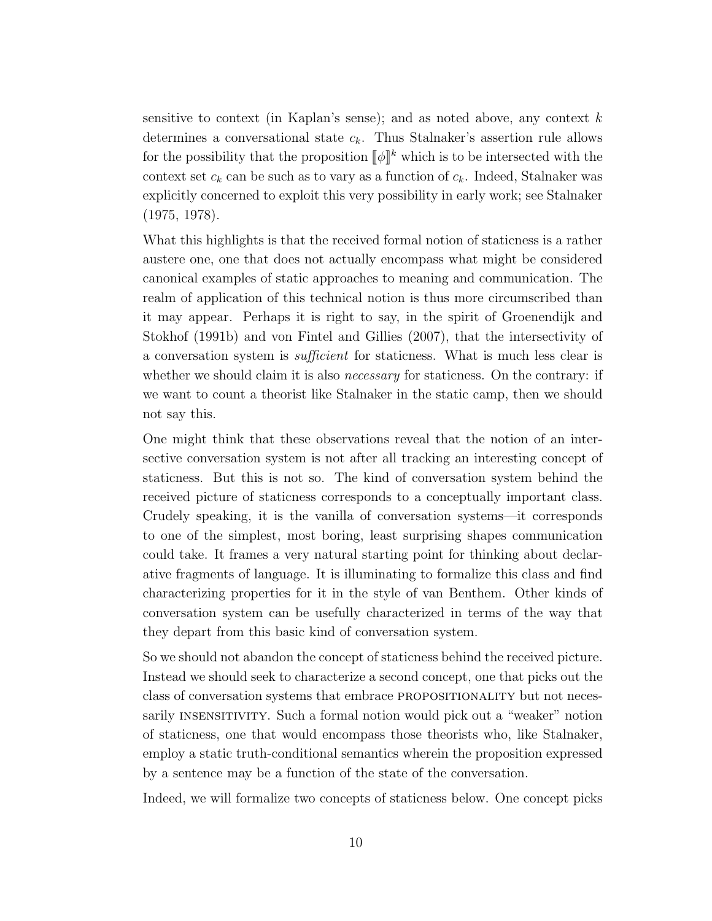sensitive to context (in Kaplan's sense); and as noted above, any context $k$ determines a conversational state $c_k$. Thus Stalnaker's assertion rule allows for the possibility that the proposition $[\![\phi]\!]^k$ which is to be intersected with the context set $c_k$ can be such as to vary as a function of $c_k$. Indeed, Stalnaker was explicitly concerned to exploit this very possibility in early work; see Stalnaker (1975, 1978).

What this highlights is that the received formal notion of staticness is a rather austere one, one that does not actually encompass what might be considered canonical examples of static approaches to meaning and communication. The realm of application of this technical notion is thus more circumscribed than it may appear. Perhaps it is right to say, in the spirit of Groenendijk and Stokhof (1991b) and von Fintel and Gillies (2007), that the intersectivity of a conversation system is *sufficient* for staticness. What is much less clear is whether we should claim it is also *necessary* for staticness. On the contrary: if we want to count a theorist like Stalnaker in the static camp, then we should not say this.

One might think that these observations reveal that the notion of an intersective conversation system is not after all tracking an interesting concept of staticness. But this is not so. The kind of conversation system behind the received picture of staticness corresponds to a conceptually important class. Crudely speaking, it is the vanilla of conversation systems—it corresponds to one of the simplest, most boring, least surprising shapes communication could take. It frames a very natural starting point for thinking about declarative fragments of language. It is illuminating to formalize this class and find characterizing properties for it in the style of van Benthem. Other kinds of conversation system can be usefully characterized in terms of the way that they depart from this basic kind of conversation system.

So we should not abandon the concept of staticness behind the received picture. Instead we should seek to characterize a second concept, one that picks out the class of conversation systems that embrace PROPOSITIONALITY but not necessarily INSENSITIVITY. Such a formal notion would pick out a "weaker" notion of staticness, one that would encompass those theorists who, like Stalnaker, employ a static truth-conditional semantics wherein the proposition expressed by a sentence may be a function of the state of the conversation.

Indeed, we will formalize two concepts of staticness below. One concept picks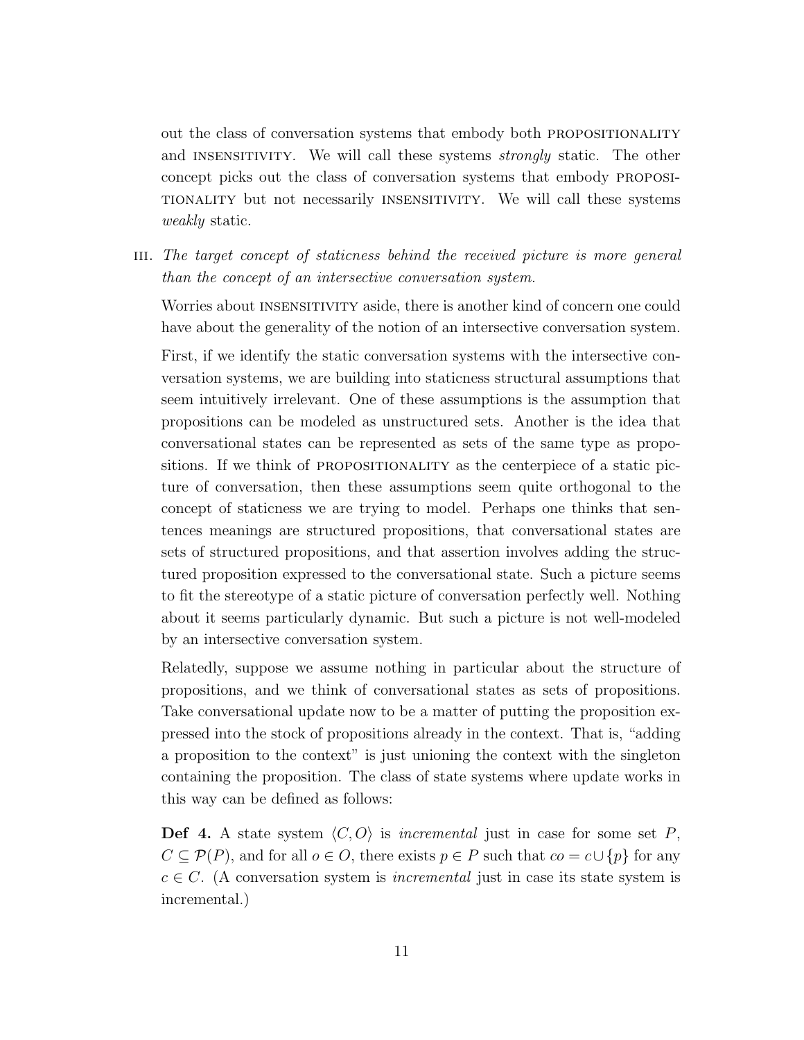out the class of conversation systems that embody both PROPOSITIONALITY and INSENSITIVITY. We will call these systems *strongly* static. The other concept picks out the class of conversation systems that embody PROPOSITIONALITY but not necessarily INSENSITIVITY. We will call these systems *weakly* static.

III. *The target concept of staticness behind the received picture is more general than the concept of an intersective conversation system.*

Worries about INSENSITIVITY aside, there is another kind of concern one could have about the generality of the notion of an intersective conversation system.

First, if we identify the static conversation systems with the intersective conversation systems, we are building into staticness structural assumptions that seem intuitively irrelevant. One of these assumptions is the assumption that propositions can be modeled as unstructured sets. Another is the idea that conversational states can be represented as sets of the same type as propositions. If we think of PROPOSITIONALITY as the centerpiece of a static picture of conversation, then these assumptions seem quite orthogonal to the concept of staticness we are trying to model. Perhaps one thinks that sentences meanings are structured propositions, that conversational states are sets of structured propositions, and that assertion involves adding the structured proposition expressed to the conversational state. Such a picture seems to fit the stereotype of a static picture of conversation perfectly well. Nothing about it seems particularly dynamic. But such a picture is not well-modeled by an intersective conversation system.

Relatedly, suppose we assume nothing in particular about the structure of propositions, and we think of conversational states as sets of propositions. Take conversational update now to be a matter of putting the proposition expressed into the stock of propositions already in the context. That is, "adding a proposition to the context" is just unioning the context with the singleton containing the proposition. The class of state systems where update works in this way can be defined as follows:

**Def 4.** A state system $\langle C, O \rangle$ is *incremental* just in case for some set $P$, $C \subseteq \mathcal{P}(P)$, and for all $o \in O$, there exists $p \in P$ such that $co = c \cup \{p\}$ for any $c \in C$. (A conversation system is *incremental* just in case its state system is incremental.)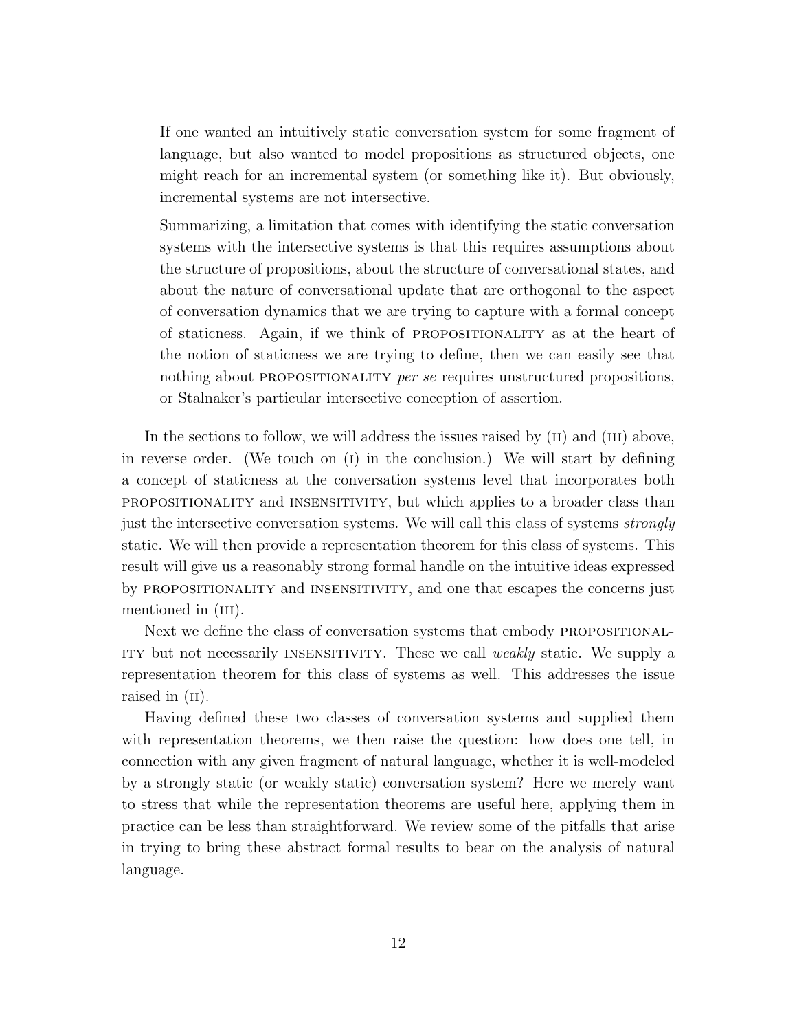If one wanted an intuitively static conversation system for some fragment of language, but also wanted to model propositions as structured objects, one might reach for an incremental system (or something like it). But obviously, incremental systems are not intersective.

Summarizing, a limitation that comes with identifying the static conversation systems with the intersective systems is that this requires assumptions about the structure of propositions, about the structure of conversational states, and about the nature of conversational update that are orthogonal to the aspect of conversation dynamics that we are trying to capture with a formal concept of staticness. Again, if we think of PROPOSITIONALITY as at the heart of the notion of staticness we are trying to define, then we can easily see that nothing about PROPOSITIONALITY *per se* requires unstructured propositions, or Stalnaker's particular intersective conception of assertion.

In the sections to follow, we will address the issues raised by (II) and (III) above, in reverse order. (We touch on (I) in the conclusion.) We will start by defining a concept of staticness at the conversation systems level that incorporates both PROPOSITIONALITY and INSENSITIVITY, but which applies to a broader class than just the intersective conversation systems. We will call this class of systems *strongly* static. We will then provide a representation theorem for this class of systems. This result will give us a reasonably strong formal handle on the intuitive ideas expressed by PROPOSITIONALITY and INSENSITIVITY, and one that escapes the concerns just mentioned in (III).

Next we define the class of conversation systems that embody PROPOSITIONALITY but not necessarily INSENSITIVITY. These we call *weakly* static. We supply a representation theorem for this class of systems as well. This addresses the issue raised in (II).

Having defined these two classes of conversation systems and supplied them with representation theorems, we then raise the question: how does one tell, in connection with any given fragment of natural language, whether it is well-modeled by a strongly static (or weakly static) conversation system? Here we merely want to stress that while the representation theorems are useful here, applying them in practice can be less than straightforward. We review some of the pitfalls that arise in trying to bring these abstract formal results to bear on the analysis of natural language.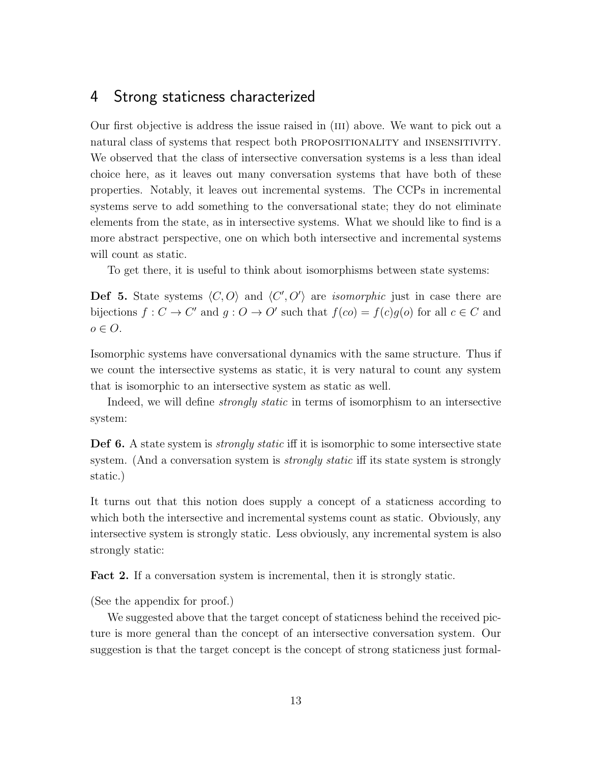## 4 Strong staticness characterized

Our first objective is address the issue raised in (III) above. We want to pick out a natural class of systems that respect both PROPOSITIONALITY and INSENSITIVITY. We observed that the class of intersective conversation systems is a less than ideal choice here, as it leaves out many conversation systems that have both of these properties. Notably, it leaves out incremental systems. The CCPs in incremental systems serve to add something to the conversational state; they do not eliminate elements from the state, as in intersective systems. What we should like to find is a more abstract perspective, one on which both intersective and incremental systems will count as static.

To get there, it is useful to think about isomorphisms between state systems:

**Def 5.** State systems $\langle C, O\rangle$ and $\langle C', O'\rangle$ are *isomorphic* just in case there are bijections $f : C \to C'$ and $g : O \to O'$ such that $f(co) = f(c)g(o)$ for all $c \in C$ and $o \in O$.

Isomorphic systems have conversational dynamics with the same structure. Thus if we count the intersective systems as static, it is very natural to count any system that is isomorphic to an intersective system as static as well.

Indeed, we will define *strongly static* in terms of isomorphism to an intersective system:

**Def 6.** A state system is *strongly static* iff it is isomorphic to some intersective state system. (And a conversation system is *strongly static* iff its state system is strongly static.)

It turns out that this notion does supply a concept of a staticness according to which both the intersective and incremental systems count as static. Obviously, any intersective system is strongly static. Less obviously, any incremental system is also strongly static:

**Fact 2.** If a conversation system is incremental, then it is strongly static.

(See the appendix for proof.)

We suggested above that the target concept of staticness behind the received picture is more general than the concept of an intersective conversation system. Our suggestion is that the target concept is the concept of strong staticness just formal-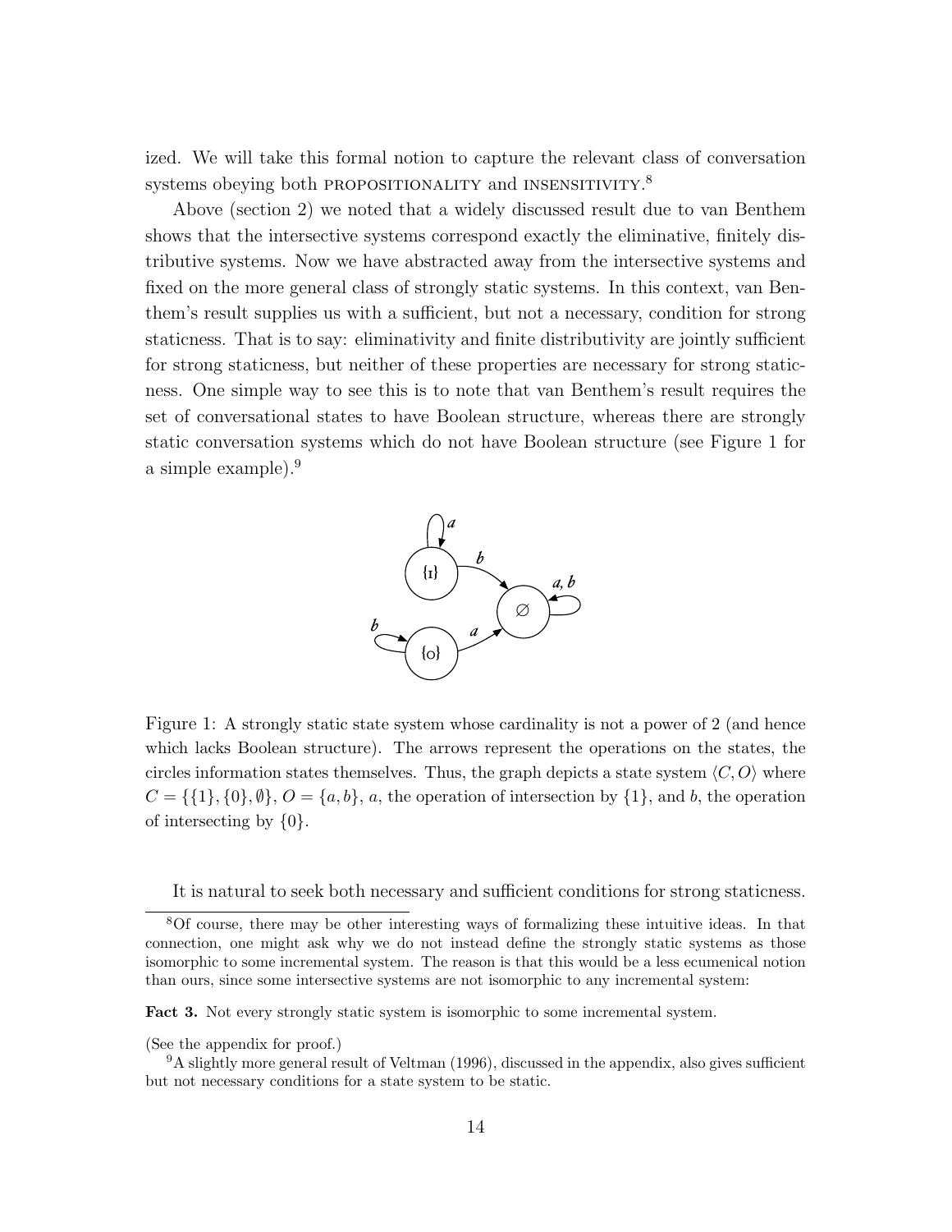ized. We will take this formal notion to capture the relevant class of conversation systems obeying both PROPOSITIONALITY and INSENSITIVITY.[8]

Above (section 2) we noted that a widely discussed result due to van Benthem shows that the intersective systems correspond exactly the eliminative, finitely distributive systems. Now we have abstracted away from the intersective systems and fixed on the more general class of strongly static systems. In this context, van Benthem's result supplies us with a sufficient, but not a necessary, condition for strong staticness. That is to say: eliminativity and finite distributivity are jointly sufficient for strong staticness, but neither of these properties are necessary for strong staticness. One simple way to see this is to note that van Benthem's result requires the set of conversational states to have Boolean structure, whereas there are strongly static conversation systems which do not have Boolean structure (see Figure 1 for a simple example).[9]

Figure 1: A strongly static state system whose cardinality is not a power of 2 (and hence which lacks Boolean structure). The arrows represent the operations on the states, the circles information states themselves. Thus, the graph depicts a state system $\langle C, O \rangle$ where $C = \{\{1\}, \{0\}, \emptyset\}$, $O = \{a, b\}$, $a$, the operation of intersection by $\{1\}$, and $b$, the operation of intersecting by $\{0\}$.

It is natural to seek both necessary and sufficient conditions for strong staticness.

[8] Of course, there may be other interesting ways of formalizing these intuitive ideas. In that connection, one might ask why we do not instead define the strongly static systems as those isomorphic to some incremental system. The reason is that this would be a less ecumenical notion than ours, since some intersective systems are not isomorphic to any incremental system:

**Fact 3.** Not every strongly static system is isomorphic to some incremental system.

(See the appendix for proof.)

[9] A slightly more general result of Veltman (1996), discussed in the appendix, also gives sufficient but not necessary conditions for a state system to be static.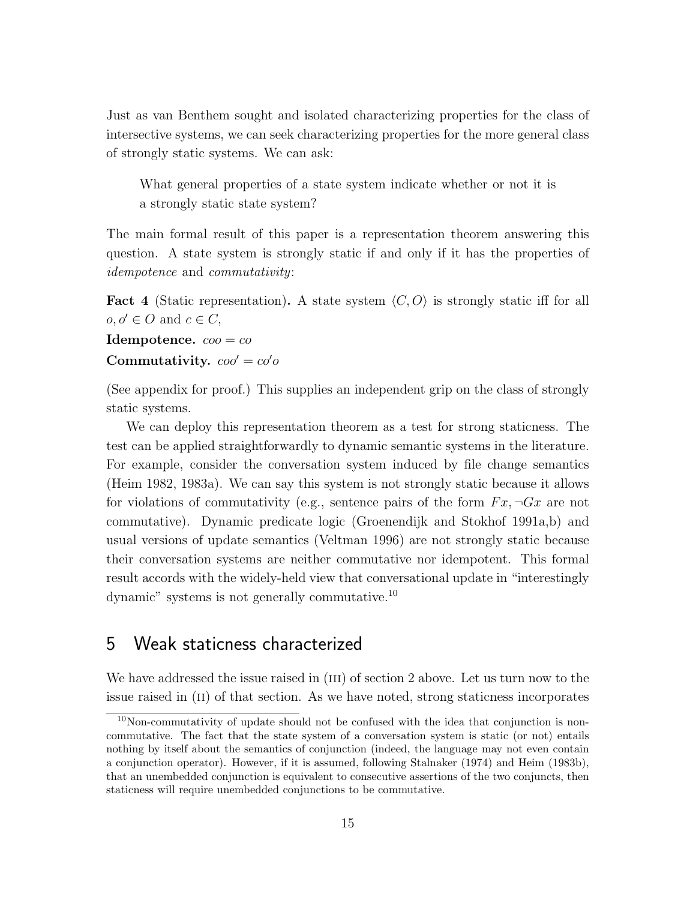Just as van Benthem sought and isolated characterizing properties for the class of intersective systems, we can seek characterizing properties for the more general class of strongly static systems. We can ask:

> What general properties of a state system indicate whether or not it is a strongly static state system?

The main formal result of this paper is a representation theorem answering this question. A state system is strongly static if and only if it has the properties of *idempotence* and *commutativity*:

**Fact 4** (Static representation)**.** A state system $\langle C, O \rangle$ is strongly static iff for all $o, o' \in O$ and $c \in C$,

**Idempotence.** $coo = co$

**Commutativity.** $coo' = co'o$

(See appendix for proof.) This supplies an independent grip on the class of strongly static systems.

We can deploy this representation theorem as a test for strong staticness. The test can be applied straightforwardly to dynamic semantic systems in the literature. For example, consider the conversation system induced by file change semantics (Heim 1982, 1983a). We can say this system is not strongly static because it allows for violations of commutativity (e.g., sentence pairs of the form $Fx, \neg Gx$ are not commutative). Dynamic predicate logic (Groenendijk and Stokhof 1991a,b) and usual versions of update semantics (Veltman 1996) are not strongly static because their conversation systems are neither commutative nor idempotent. This formal result accords with the widely-held view that conversational update in "interestingly dynamic" systems is not generally commutative.[10]

## 5 Weak staticness characterized

We have addressed the issue raised in (iii) of section 2 above. Let us turn now to the issue raised in (ii) of that section. As we have noted, strong staticness incorporates

[10] Non-commutativity of update should not be confused with the idea that conjunction is non-commutative. The fact that the state system of a conversation system is static (or not) entails nothing by itself about the semantics of conjunction (indeed, the language may not even contain a conjunction operator). However, if it is assumed, following Stalnaker (1974) and Heim (1983b), that an unembedded conjunction is equivalent to consecutive assertions of the two conjuncts, then staticness will require unembedded conjunctions to be commutative.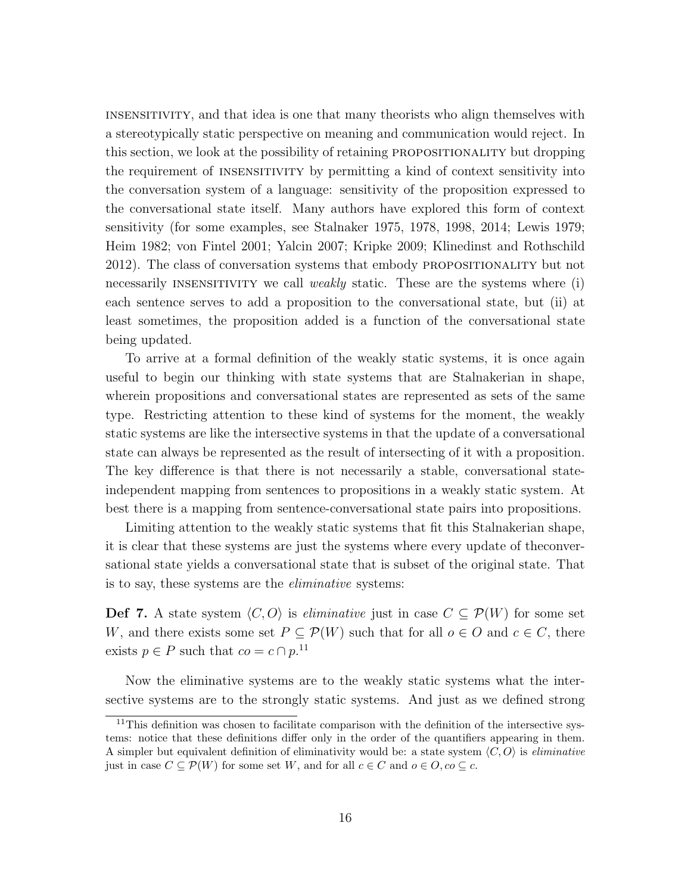insensitivity, and that idea is one that many theorists who align themselves with a stereotypically static perspective on meaning and communication would reject. In this section, we look at the possibility of retaining propositionality but dropping the requirement of insensitivity by permitting a kind of context sensitivity into the conversation system of a language: sensitivity of the proposition expressed to the conversational state itself. Many authors have explored this form of context sensitivity (for some examples, see Stalnaker 1975, 1978, 1998, 2014; Lewis 1979; Heim 1982; von Fintel 2001; Yalcin 2007; Kripke 2009; Klinedinst and Rothschild 2012). The class of conversation systems that embody propositionality but not necessarily insensitivity we call *weakly* static. These are the systems where (i) each sentence serves to add a proposition to the conversational state, but (ii) at least sometimes, the proposition added is a function of the conversational state being updated.

To arrive at a formal definition of the weakly static systems, it is once again useful to begin our thinking with state systems that are Stalnakerian in shape, wherein propositions and conversational states are represented as sets of the same type. Restricting attention to these kind of systems for the moment, the weakly static systems are like the intersective systems in that the update of a conversational state can always be represented as the result of intersecting of it with a proposition. The key difference is that there is not necessarily a stable, conversational state-independent mapping from sentences to propositions in a weakly static system. At best there is a mapping from sentence-conversational state pairs into propositions.

Limiting attention to the weakly static systems that fit this Stalnakerian shape, it is clear that these systems are just the systems where every update of theconversational state yields a conversational state that is subset of the original state. That is to say, these systems are the *eliminative* systems:

**Def 7.** A state system $\langle C, O\rangle$ is *eliminative* just in case $C \subseteq \mathcal{P}(W)$ for some set $W$, and there exists some set $P \subseteq \mathcal{P}(W)$ such that for all $o \in O$ and $c \in C$, there exists $p \in P$ such that $co = c \cap p$.[11]

Now the eliminative systems are to the weakly static systems what the intersective systems are to the strongly static systems. And just as we defined strong

[11] This definition was chosen to facilitate comparison with the definition of the intersective systems: notice that these definitions differ only in the order of the quantifiers appearing in them. A simpler but equivalent definition of eliminativity would be: a state system $\langle C, O\rangle$ is *eliminative* just in case $C \subseteq \mathcal{P}(W)$ for some set $W$, and for all $c \in C$ and $o \in O, co \subseteq c$.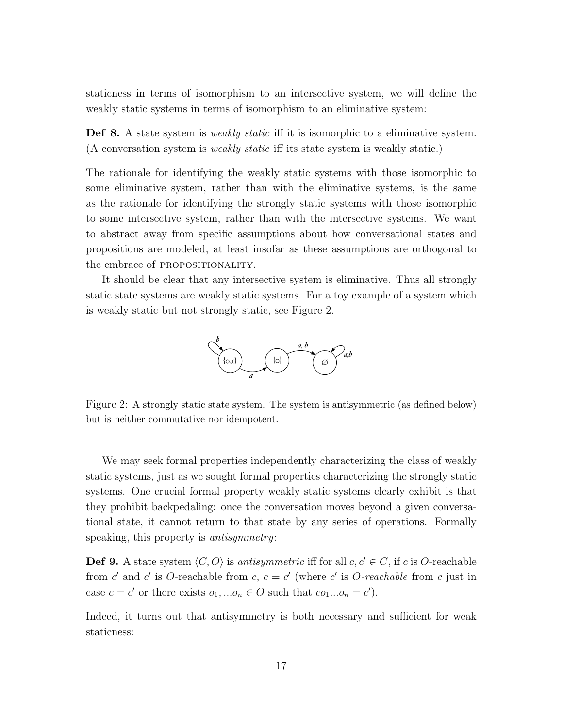staticness in terms of isomorphism to an intersective system, we will define the weakly static systems in terms of isomorphism to an eliminative system:

**Def 8.** A state system is *weakly static* iff it is isomorphic to a eliminative system. (A conversation system is *weakly static* iff its state system is weakly static.)

The rationale for identifying the weakly static systems with those isomorphic to some eliminative system, rather than with the eliminative systems, is the same as the rationale for identifying the strongly static systems with those isomorphic to some intersective system, rather than with the intersective systems. We want to abstract away from specific assumptions about how conversational states and propositions are modeled, at least insofar as these assumptions are orthogonal to the embrace of PROPOSITIONALITY.

It should be clear that any intersective system is eliminative. Thus all strongly static state systems are weakly static systems. For a toy example of a system which is weakly static but not strongly static, see Figure 2.

Figure 2: A strongly static state system. The system is antisymmetric (as defined below) but is neither commutative nor idempotent.

We may seek formal properties independently characterizing the class of weakly static systems, just as we sought formal properties characterizing the strongly static systems. One crucial formal property weakly static systems clearly exhibit is that they prohibit backpedaling: once the conversation moves beyond a given conversational state, it cannot return to that state by any series of operations. Formally speaking, this property is *antisymmetry*:

**Def 9.** A state system $\langle C, O \rangle$ is *antisymmetric* iff for all $c, c' \in C$, if $c$ is $O$-reachable from $c'$ and $c'$ is $O$-reachable from $c$, $c = c'$ (where $c'$ is *$O$-reachable* from $c$ just in case $c = c'$ or there exists $o_1, ...o_n \in O$ such that $co_1...o_n = c'$).

Indeed, it turns out that antisymmetry is both necessary and sufficient for weak staticness: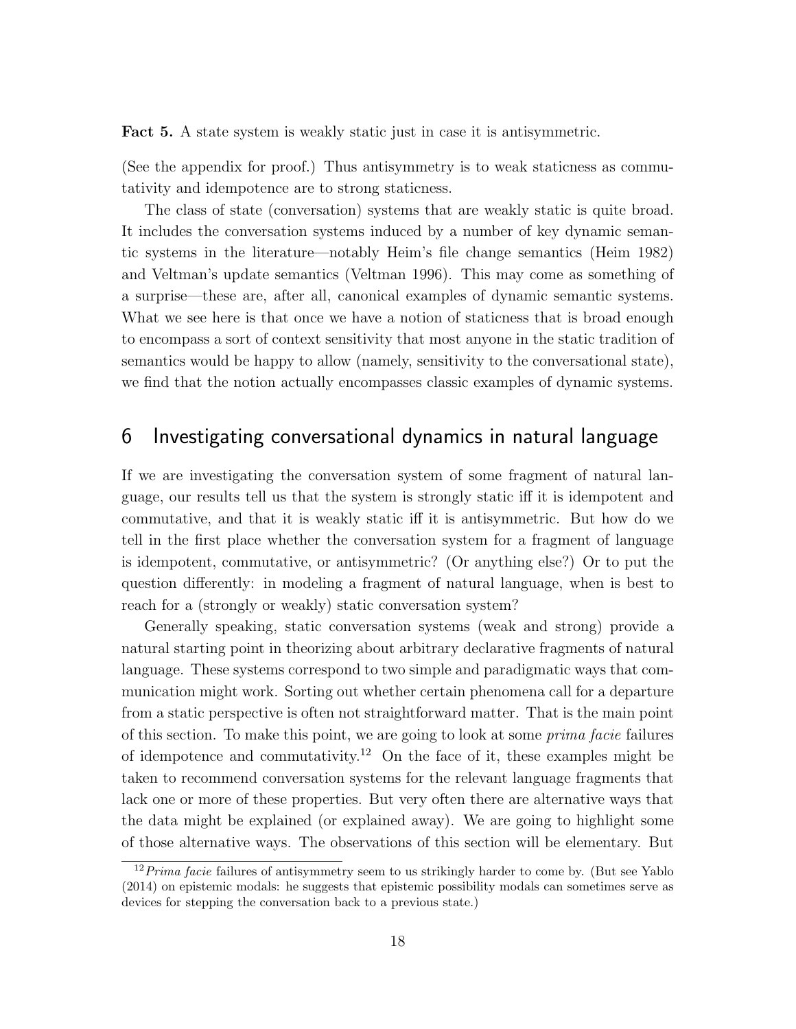**Fact 5.** A state system is weakly static just in case it is antisymmetric.

(See the appendix for proof.) Thus antisymmetry is to weak staticness as commutativity and idempotence are to strong staticness.

The class of state (conversation) systems that are weakly static is quite broad. It includes the conversation systems induced by a number of key dynamic semantic systems in the literature—notably Heim's file change semantics (Heim 1982) and Veltman's update semantics (Veltman 1996). This may come as something of a surprise—these are, after all, canonical examples of dynamic semantic systems. What we see here is that once we have a notion of staticness that is broad enough to encompass a sort of context sensitivity that most anyone in the static tradition of semantics would be happy to allow (namely, sensitivity to the conversational state), we find that the notion actually encompasses classic examples of dynamic systems.

## 6 Investigating conversational dynamics in natural language

If we are investigating the conversation system of some fragment of natural language, our results tell us that the system is strongly static iff it is idempotent and commutative, and that it is weakly static iff it is antisymmetric. But how do we tell in the first place whether the conversation system for a fragment of language is idempotent, commutative, or antisymmetric? (Or anything else?) Or to put the question differently: in modeling a fragment of natural language, when is best to reach for a (strongly or weakly) static conversation system?

Generally speaking, static conversation systems (weak and strong) provide a natural starting point in theorizing about arbitrary declarative fragments of natural language. These systems correspond to two simple and paradigmatic ways that communication might work. Sorting out whether certain phenomena call for a departure from a static perspective is often not straightforward matter. That is the main point of this section. To make this point, we are going to look at some *prima facie* failures of idempotence and commutativity.[12] On the face of it, these examples might be taken to recommend conversation systems for the relevant language fragments that lack one or more of these properties. But very often there are alternative ways that the data might be explained (or explained away). We are going to highlight some of those alternative ways. The observations of this section will be elementary. But

[12] *Prima facie* failures of antisymmetry seem to us strikingly harder to come by. (But see Yablo (2014) on epistemic modals: he suggests that epistemic possibility modals can sometimes serve as devices for stepping the conversation back to a previous state.)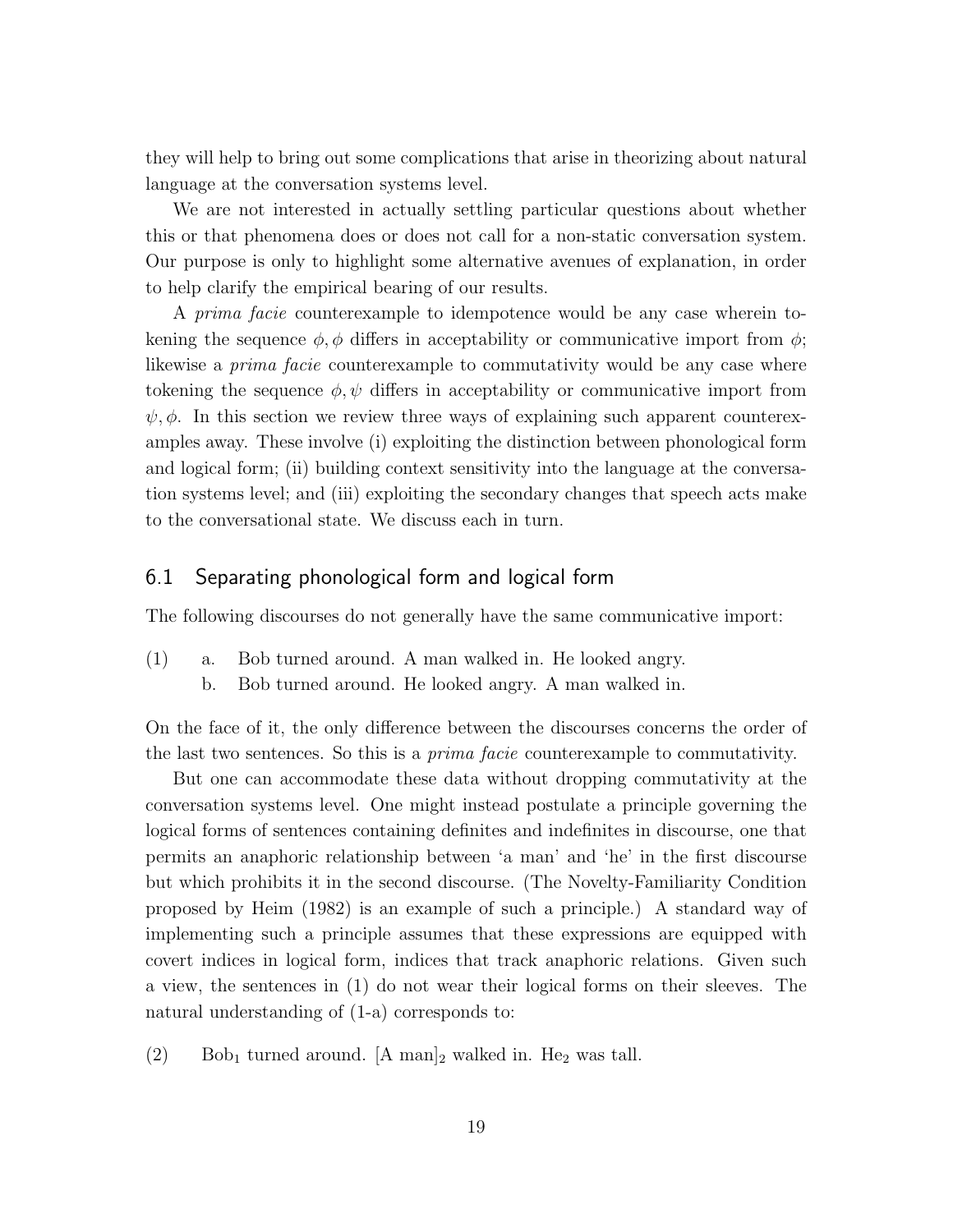they will help to bring out some complications that arise in theorizing about natural language at the conversation systems level.

We are not interested in actually settling particular questions about whether this or that phenomena does or does not call for a non-static conversation system. Our purpose is only to highlight some alternative avenues of explanation, in order to help clarify the empirical bearing of our results.

A *prima facie* counterexample to idempotence would be any case wherein tokening the sequence $\phi, \phi$ differs in acceptability or communicative import from $\phi$; likewise a *prima facie* counterexample to commutativity would be any case where tokening the sequence $\phi, \psi$ differs in acceptability or communicative import from $\psi, \phi$. In this section we review three ways of explaining such apparent counterexamples away. These involve (i) exploiting the distinction between phonological form and logical form; (ii) building context sensitivity into the language at the conversation systems level; and (iii) exploiting the secondary changes that speech acts make to the conversational state. We discuss each in turn.

## 6.1 Separating phonological form and logical form

The following discourses do not generally have the same communicative import:

(1) a. Bob turned around. A man walked in. He looked angry.
    b. Bob turned around. He looked angry. A man walked in.

On the face of it, the only difference between the discourses concerns the order of the last two sentences. So this is a *prima facie* counterexample to commutativity.

But one can accommodate these data without dropping commutativity at the conversation systems level. One might instead postulate a principle governing the logical forms of sentences containing definites and indefinites in discourse, one that permits an anaphoric relationship between 'a man' and 'he' in the first discourse but which prohibits it in the second discourse. (The Novelty-Familiarity Condition proposed by Heim (1982) is an example of such a principle.) A standard way of implementing such a principle assumes that these expressions are equipped with covert indices in logical form, indices that track anaphoric relations. Given such a view, the sentences in (1) do not wear their logical forms on their sleeves. The natural understanding of (1-a) corresponds to:

(2) $\text{Bob}_1$ turned around. $[\text{A man}]_2$ walked in. $\text{He}_2$ was tall.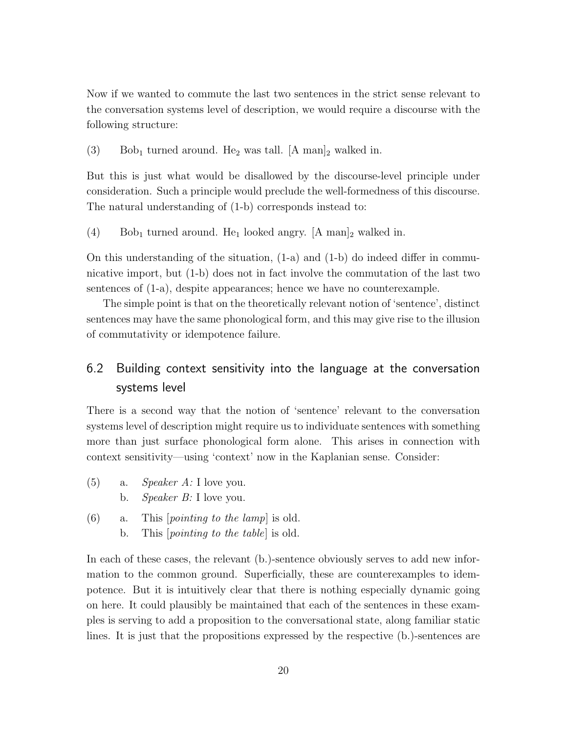Now if we wanted to commute the last two sentences in the strict sense relevant to the conversation systems level of description, we would require a discourse with the following structure:

(3) Bob$_1$ turned around. He$_2$ was tall. [A man]$_2$ walked in.

But this is just what would be disallowed by the discourse-level principle under consideration. Such a principle would preclude the well-formedness of this discourse. The natural understanding of (1-b) corresponds instead to:

(4) Bob$_1$ turned around. He$_1$ looked angry. [A man]$_2$ walked in.

On this understanding of the situation, (1-a) and (1-b) do indeed differ in communicative import, but (1-b) does not in fact involve the commutation of the last two sentences of (1-a), despite appearances; hence we have no counterexample.

The simple point is that on the theoretically relevant notion of 'sentence', distinct sentences may have the same phonological form, and this may give rise to the illusion of commutativity or idempotence failure.

## 6.2 Building context sensitivity into the language at the conversation systems level

There is a second way that the notion of 'sentence' relevant to the conversation systems level of description might require us to individuate sentences with something more than just surface phonological form alone. This arises in connection with context sensitivity—using 'context' now in the Kaplanian sense. Consider:

(5) a. *Speaker A:* I love you.
 b. *Speaker B:* I love you.

(6) a. This [*pointing to the lamp*] is old.
 b. This [*pointing to the table*] is old.

In each of these cases, the relevant (b.)-sentence obviously serves to add new information to the common ground. Superficially, these are counterexamples to idempotence. But it is intuitively clear that there is nothing especially dynamic going on here. It could plausibly be maintained that each of the sentences in these examples is serving to add a proposition to the conversational state, along familiar static lines. It is just that the propositions expressed by the respective (b.)-sentences are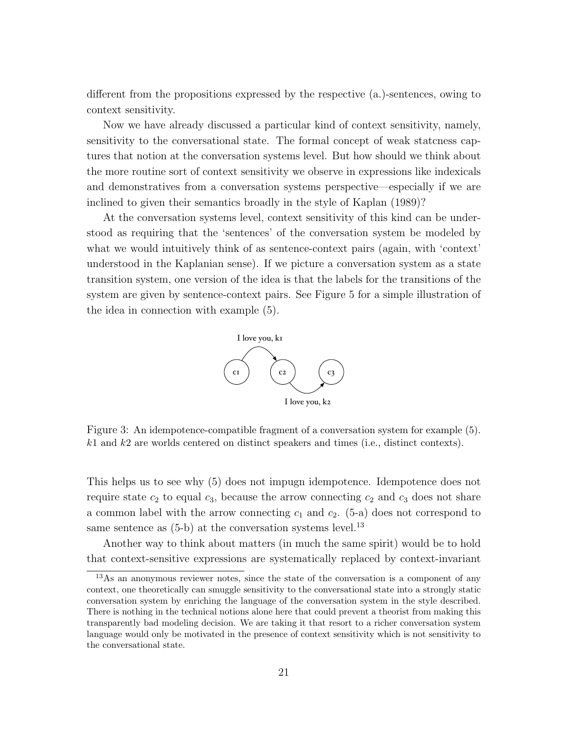different from the propositions expressed by the respective (a.)-sentences, owing to context sensitivity.

Now we have already discussed a particular kind of context sensitivity, namely, sensitivity to the conversational state. The formal concept of weak statcness captures that notion at the conversation systems level. But how should we think about the more routine sort of context sensitivity we observe in expressions like indexicals and demonstratives from a conversation systems perspective—especially if we are inclined to given their semantics broadly in the style of Kaplan (1989)?

At the conversation systems level, context sensitivity of this kind can be understood as requiring that the 'sentences' of the conversation system be modeled by what we would intuitively think of as sentence-context pairs (again, with 'context' understood in the Kaplanian sense). If we picture a conversation system as a state transition system, one version of the idea is that the labels for the transitions of the system are given by sentence-context pairs. See Figure 5 for a simple illustration of the idea in connection with example (5).

I love you, k1

c1 → c2 → c3

I love you, k2

Figure 3: An idempotence-compatible fragment of a conversation system for example (5). $k1$ and $k2$ are worlds centered on distinct speakers and times (i.e., distinct contexts).

This helps us to see why (5) does not impugn idempotence. Idempotence does not require state $c_2$ to equal $c_3$, because the arrow connecting $c_2$ and $c_3$ does not share a common label with the arrow connecting $c_1$ and $c_2$. (5-a) does not correspond to same sentence as (5-b) at the conversation systems level.[13]

Another way to think about matters (in much the same spirit) would be to hold that context-sensitive expressions are systematically replaced by context-invariant

[13] As an anonymous reviewer notes, since the state of the conversation is a component of any context, one theoretically can smuggle sensitivity to the conversational state into a strongly static conversation system by enriching the language of the conversation system in the style described. There is nothing in the technical notions alone here that could prevent a theorist from making this transparently bad modeling decision. We are taking it that resort to a richer conversation system language would only be motivated in the presence of context sensitivity which is not sensitivity to the conversational state.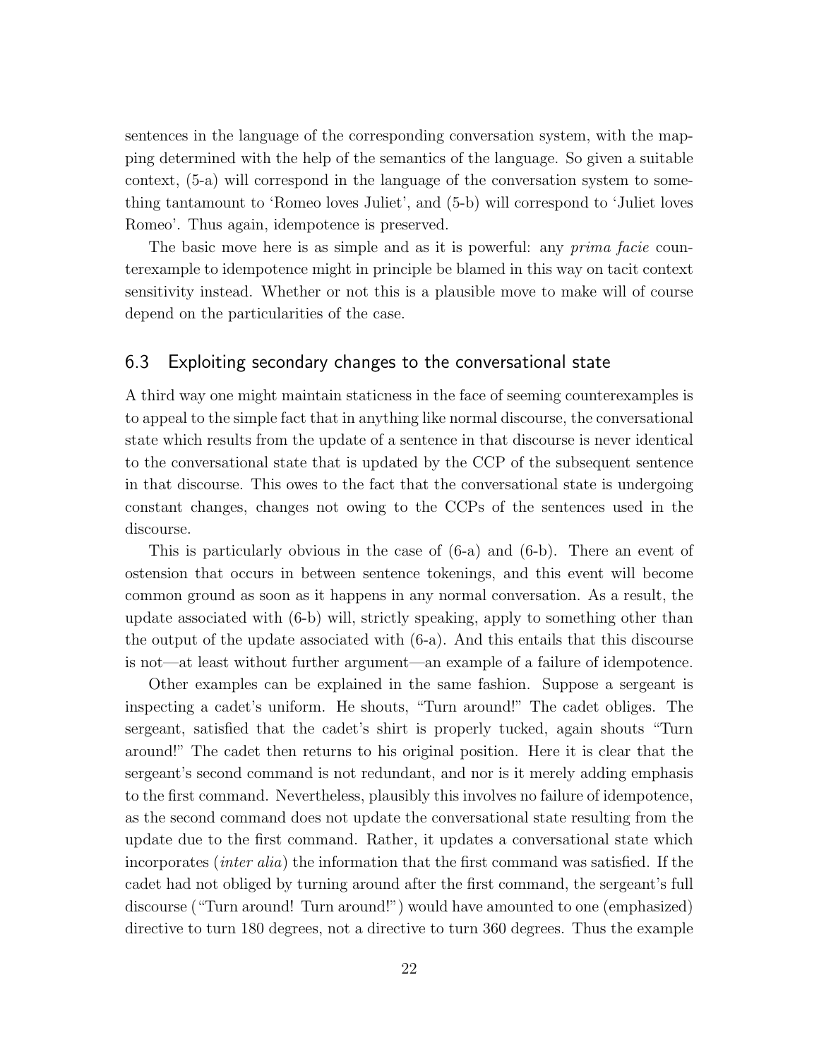sentences in the language of the corresponding conversation system, with the mapping determined with the help of the semantics of the language. So given a suitable context, (5-a) will correspond in the language of the conversation system to something tantamount to 'Romeo loves Juliet', and (5-b) will correspond to 'Juliet loves Romeo'. Thus again, idempotence is preserved.

The basic move here is as simple and as it is powerful: any *prima facie* counterexample to idempotence might in principle be blamed in this way on tacit context sensitivity instead. Whether or not this is a plausible move to make will of course depend on the particularities of the case.

### 6.3 Exploiting secondary changes to the conversational state

A third way one might maintain staticness in the face of seeming counterexamples is to appeal to the simple fact that in anything like normal discourse, the conversational state which results from the update of a sentence in that discourse is never identical to the conversational state that is updated by the CCP of the subsequent sentence in that discourse. This owes to the fact that the conversational state is undergoing constant changes, changes not owing to the CCPs of the sentences used in the discourse.

This is particularly obvious in the case of (6-a) and (6-b). There an event of ostension that occurs in between sentence tokenings, and this event will become common ground as soon as it happens in any normal conversation. As a result, the update associated with (6-b) will, strictly speaking, apply to something other than the output of the update associated with (6-a). And this entails that this discourse is not—at least without further argument—an example of a failure of idempotence.

Other examples can be explained in the same fashion. Suppose a sergeant is inspecting a cadet's uniform. He shouts, "Turn around!" The cadet obliges. The sergeant, satisfied that the cadet's shirt is properly tucked, again shouts "Turn around!" The cadet then returns to his original position. Here it is clear that the sergeant's second command is not redundant, and nor is it merely adding emphasis to the first command. Nevertheless, plausibly this involves no failure of idempotence, as the second command does not update the conversational state resulting from the update due to the first command. Rather, it updates a conversational state which incorporates (*inter alia*) the information that the first command was satisfied. If the cadet had not obliged by turning around after the first command, the sergeant's full discourse ("Turn around! Turn around!") would have amounted to one (emphasized) directive to turn 180 degrees, not a directive to turn 360 degrees. Thus the example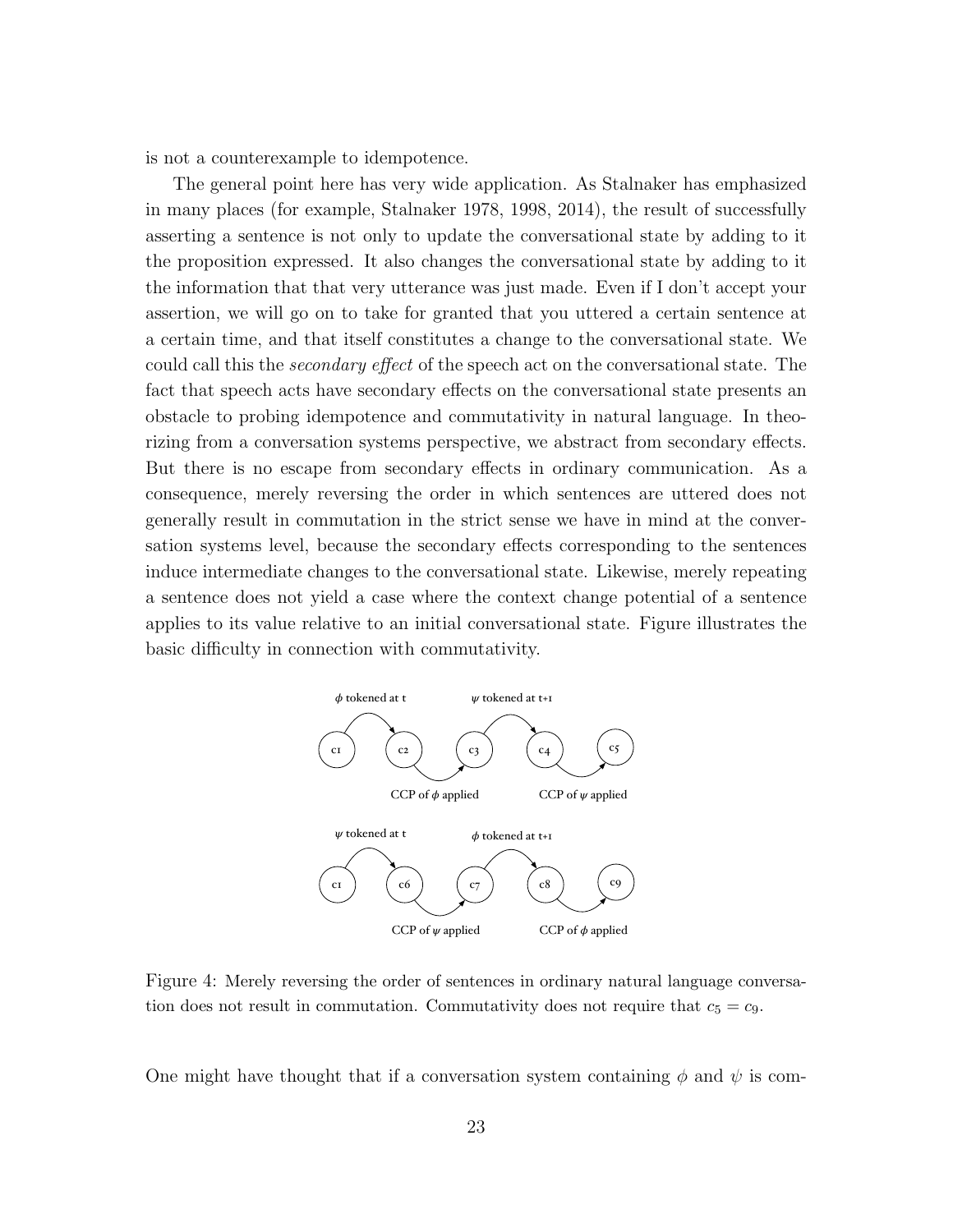is not a counterexample to idempotence.

The general point here has very wide application. As Stalnaker has emphasized in many places (for example, Stalnaker 1978, 1998, 2014), the result of successfully asserting a sentence is not only to update the conversational state by adding to it the proposition expressed. It also changes the conversational state by adding to it the information that that very utterance was just made. Even if I don't accept your assertion, we will go on to take for granted that you uttered a certain sentence at a certain time, and that itself constitutes a change to the conversational state. We could call this the *secondary effect* of the speech act on the conversational state. The fact that speech acts have secondary effects on the conversational state presents an obstacle to probing idempotence and commutativity in natural language. In theorizing from a conversation systems perspective, we abstract from secondary effects. But there is no escape from secondary effects in ordinary communication. As a consequence, merely reversing the order in which sentences are uttered does not generally result in commutation in the strict sense we have in mind at the conversation systems level, because the secondary effects corresponding to the sentences induce intermediate changes to the conversational state. Likewise, merely repeating a sentence does not yield a case where the context change potential of a sentence applies to its value relative to an initial conversational state. Figure illustrates the basic difficulty in connection with commutativity.

Figure 4: Merely reversing the order of sentences in ordinary natural language conversation does not result in commutation. Commutativity does not require that $c_5 = c_9$.

One might have thought that if a conversation system containing $\phi$ and $\psi$ is com-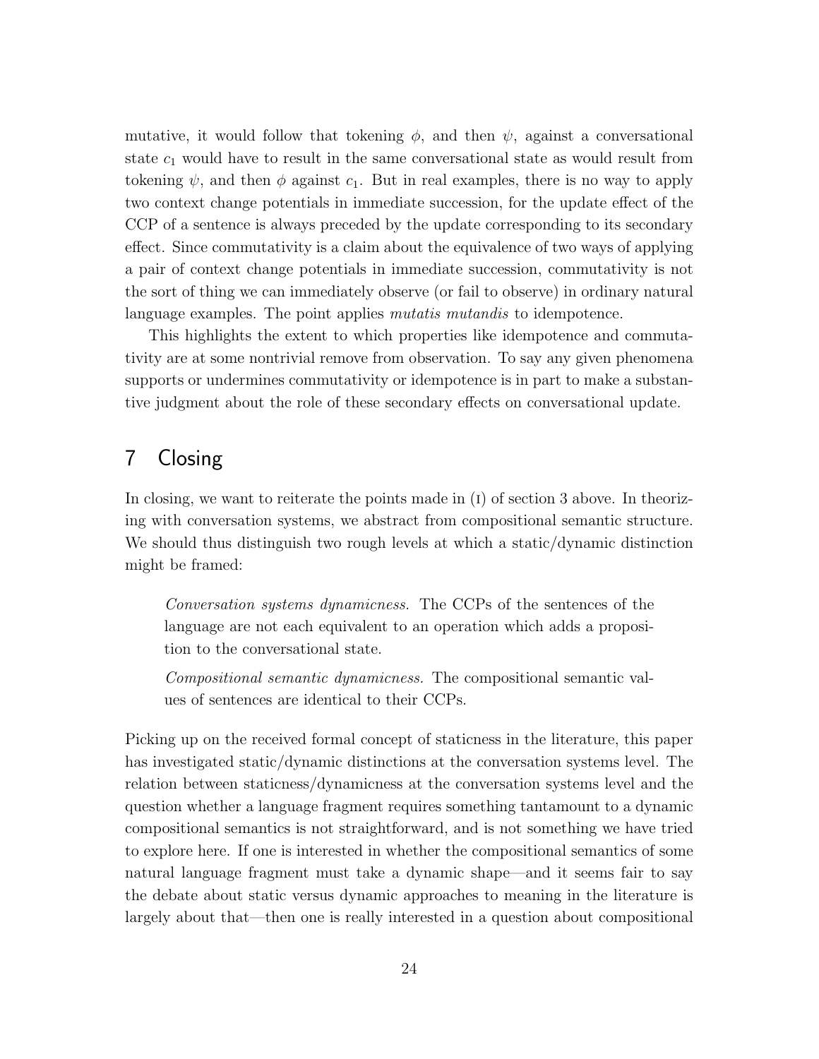mutative, it would follow that tokening $\phi$, and then $\psi$, against a conversational state $c_1$ would have to result in the same conversational state as would result from tokening $\psi$, and then $\phi$ against $c_1$. But in real examples, there is no way to apply two context change potentials in immediate succession, for the update effect of the CCP of a sentence is always preceded by the update corresponding to its secondary effect. Since commutativity is a claim about the equivalence of two ways of applying a pair of context change potentials in immediate succession, commutativity is not the sort of thing we can immediately observe (or fail to observe) in ordinary natural language examples. The point applies *mutatis mutandis* to idempotence.

This highlights the extent to which properties like idempotence and commutativity are at some nontrivial remove from observation. To say any given phenomena supports or undermines commutativity or idempotence is in part to make a substantive judgment about the role of these secondary effects on conversational update.

## 7 Closing

In closing, we want to reiterate the points made in (I) of section 3 above. In theorizing with conversation systems, we abstract from compositional semantic structure. We should thus distinguish two rough levels at which a static/dynamic distinction might be framed:

> *Conversation systems dynamicness.* The CCPs of the sentences of the language are not each equivalent to an operation which adds a proposition to the conversational state.
>
> *Compositional semantic dynamicness.* The compositional semantic values of sentences are identical to their CCPs.

Picking up on the received formal concept of staticness in the literature, this paper has investigated static/dynamic distinctions at the conversation systems level. The relation between staticness/dynamicness at the conversation systems level and the question whether a language fragment requires something tantamount to a dynamic compositional semantics is not straightforward, and is not something we have tried to explore here. If one is interested in whether the compositional semantics of some natural language fragment must take a dynamic shape—and it seems fair to say the debate about static versus dynamic approaches to meaning in the literature is largely about that—then one is really interested in a question about compositional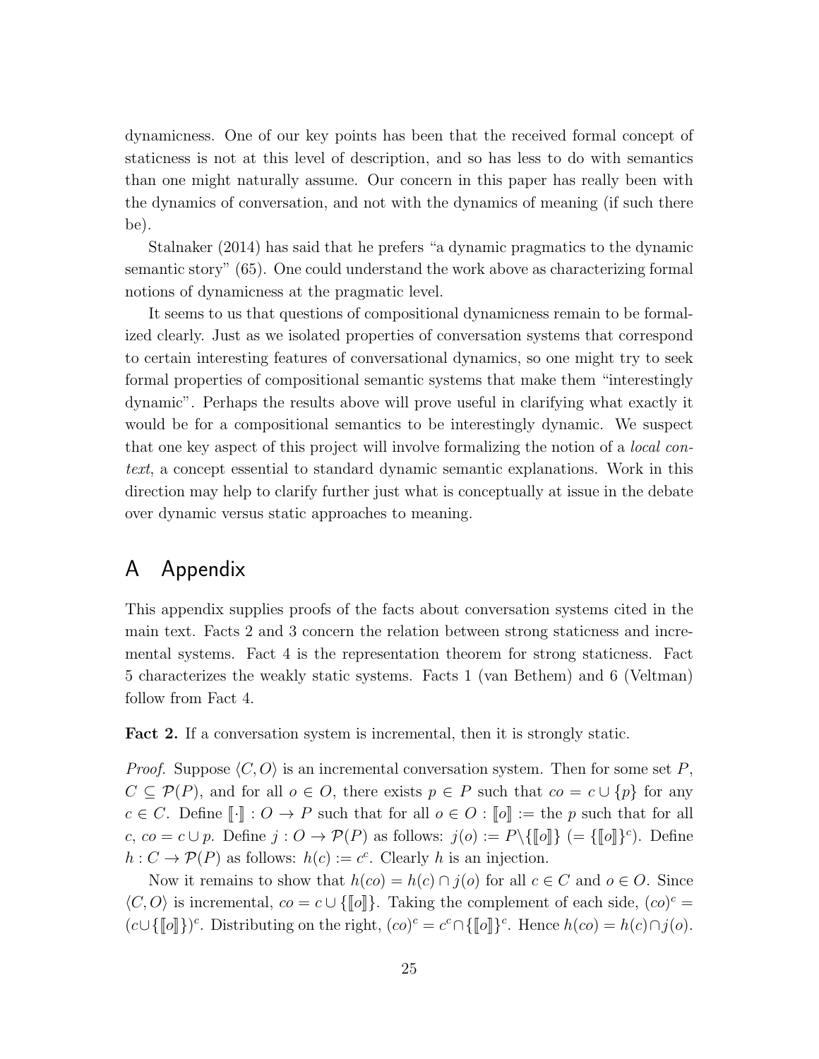dynamicness. One of our key points has been that the received formal concept of staticness is not at this level of description, and so has less to do with semantics than one might naturally assume. Our concern in this paper has really been with the dynamics of conversation, and not with the dynamics of meaning (if such there be).

Stalnaker (2014) has said that he prefers "a dynamic pragmatics to the dynamic semantic story" (65). One could understand the work above as characterizing formal notions of dynamicness at the pragmatic level.

It seems to us that questions of compositional dynamicness remain to be formalized clearly. Just as we isolated properties of conversation systems that correspond to certain interesting features of conversational dynamics, so one might try to seek formal properties of compositional semantic systems that make them "interestingly dynamic". Perhaps the results above will prove useful in clarifying what exactly it would be for a compositional semantics to be interestingly dynamic. We suspect that one key aspect of this project will involve formalizing the notion of a *local context*, a concept essential to standard dynamic semantic explanations. Work in this direction may help to clarify further just what is conceptually at issue in the debate over dynamic versus static approaches to meaning.

# A Appendix

This appendix supplies proofs of the facts about conversation systems cited in the main text. Facts 2 and 3 concern the relation between strong staticness and incremental systems. Fact 4 is the representation theorem for strong staticness. Fact 5 characterizes the weakly static systems. Facts 1 (van Bethem) and 6 (Veltman) follow from Fact 4.

**Fact 2.** If a conversation system is incremental, then it is strongly static.

*Proof.* Suppose $\langle C, O\rangle$ is an incremental conversation system. Then for some set $P$, $C \subseteq \mathcal{P}(P)$, and for all $o \in O$, there exists $p \in P$ such that $co = c \cup \{p\}$ for any $c \in C$. Define $[\![\cdot]\!] : O \to P$ such that for all $o \in O : [\![o]\!] :=$ the $p$ such that for all $c$, $co = c \cup p$. Define $j : O \to \mathcal{P}(P)$ as follows: $j(o) := P \backslash \{[\![o]\!]\}$ $(= \{[\![o]\!]\}^c)$. Define $h : C \to \mathcal{P}(P)$ as follows: $h(c) := c^c$. Clearly $h$ is an injection.

Now it remains to show that $h(co) = h(c) \cap j(o)$ for all $c \in C$ and $o \in O$. Since $\langle C, O\rangle$ is incremental, $co = c \cup \{[\![o]\!]\}$. Taking the complement of each side, $(co)^c = (c \cup \{[\![o]\!]\})^c$. Distributing on the right, $(co)^c = c^c \cap \{[\![o]\!]\}^c$. Hence $h(co) = h(c) \cap j(o)$.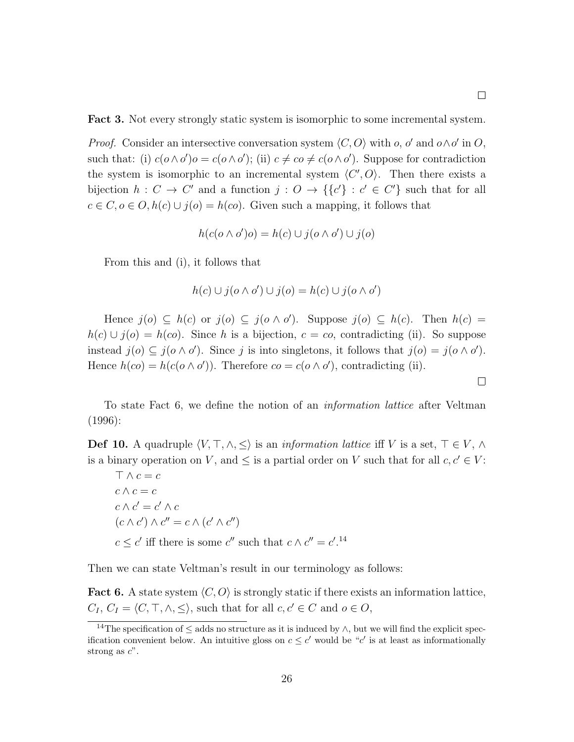□

**Fact 3.** Not every strongly static system is isomorphic to some incremental system.

*Proof.* Consider an intersective conversation system $\langle C, O \rangle$ with $o$, $o'$ and $o \wedge o'$ in $O$, such that: (i) $c(o \wedge o')o = c(o \wedge o')$; (ii) $c \neq co \neq c(o \wedge o')$. Suppose for contradiction the system is isomorphic to an incremental system $\langle C', O \rangle$. Then there exists a bijection $h : C \to C'$ and a function $j : O \to \{\{c'\} : c' \in C'\}$ such that for all $c \in C, o \in O, h(c) \cup j(o) = h(co)$. Given such a mapping, it follows that

$$h(c(o \wedge o')o) = h(c) \cup j(o \wedge o') \cup j(o)$$

From this and (i), it follows that

$$h(c) \cup j(o \wedge o') \cup j(o) = h(c) \cup j(o \wedge o')$$

Hence $j(o) \subseteq h(c)$ or $j(o) \subseteq j(o \wedge o')$. Suppose $j(o) \subseteq h(c)$. Then $h(c) = h(c) \cup j(o) = h(co)$. Since $h$ is a bijection, $c = co$, contradicting (ii). So suppose instead $j(o) \subseteq j(o \wedge o')$. Since $j$ is into singletons, it follows that $j(o) = j(o \wedge o')$. Hence $h(co) = h(c(o \wedge o'))$. Therefore $co = c(o \wedge o')$, contradicting (ii).

□

To state Fact 6, we define the notion of an *information lattice* after Veltman (1996):

**Def 10.** A quadruple $\langle V, \top, \wedge, \leq \rangle$ is an *information lattice* iff $V$ is a set, $\top \in V$, $\wedge$ is a binary operation on $V$, and $\leq$ is a partial order on $V$ such that for all $c, c' \in V$:

$\top \wedge c = c$
$c \wedge c = c$
$c \wedge c' = c' \wedge c$
$(c \wedge c') \wedge c'' = c \wedge (c' \wedge c'')$
$c \leq c'$ iff there is some $c''$ such that $c \wedge c'' = c'$.[14]

Then we can state Veltman's result in our terminology as follows:

**Fact 6.** A state system $\langle C, O \rangle$ is strongly static if there exists an information lattice, $C_I$, $C_I = \langle C, \top, \wedge, \leq \rangle$, such that for all $c, c' \in C$ and $o \in O$,

[14] The specification of $\leq$ adds no structure as it is induced by $\wedge$, but we will find the explicit specification convenient below. An intuitive gloss on $c \leq c'$ would be "$c'$ is at least as informationally strong as $c$".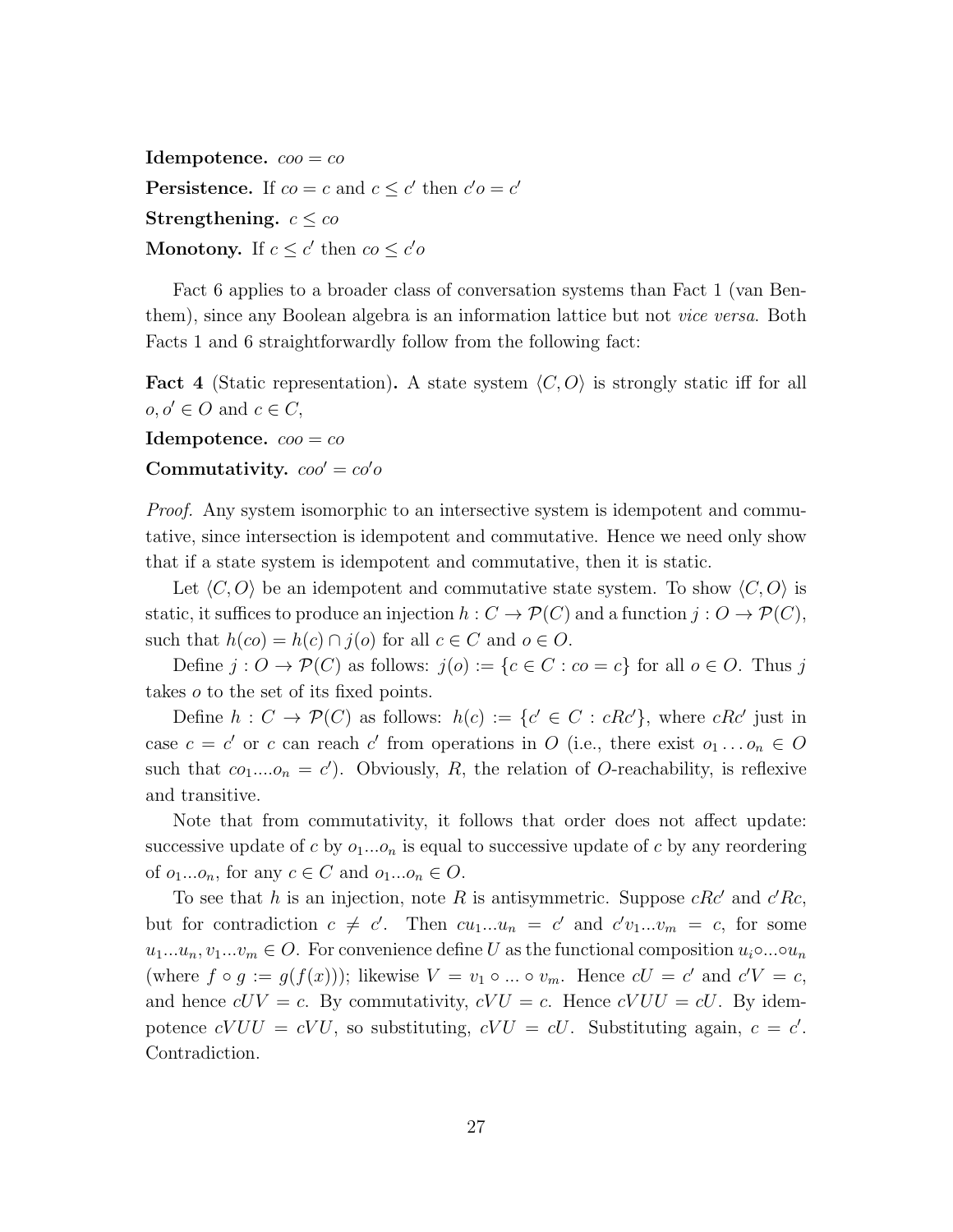**Idempotence.** $coo = co$

**Persistence.** If $co = c$ and $c \leq c'$ then $c'o = c'$

**Strengthening.** $c \leq co$

**Monotony.** If $c \leq c'$ then $co \leq c'o$

Fact 6 applies to a broader class of conversation systems than Fact 1 (van Benthem), since any Boolean algebra is an information lattice but not *vice versa.* Both Facts 1 and 6 straightforwardly follow from the following fact:

**Fact 4** (Static representation)**.** A state system $\langle C, O\rangle$ is strongly static iff for all $o, o' \in O$ and $c \in C$,

**Idempotence.** $coo = co$

**Commutativity.** $coo' = co'o$

*Proof.* Any system isomorphic to an intersective system is idempotent and commutative, since intersection is idempotent and commutative. Hence we need only show that if a state system is idempotent and commutative, then it is static.

Let $\langle C, O\rangle$ be an idempotent and commutative state system. To show $\langle C, O\rangle$ is static, it suffices to produce an injection $h : C \to \mathcal{P}(C)$ and a function $j : O \to \mathcal{P}(C)$, such that $h(co) = h(c) \cap j(o)$ for all $c \in C$ and $o \in O$.

Define $j : O \to \mathcal{P}(C)$ as follows: $j(o) := \{c \in C : co = c\}$ for all $o \in O$. Thus $j$ takes $o$ to the set of its fixed points.

Define $h : C \to \mathcal{P}(C)$ as follows: $h(c) := \{c' \in C : cRc'\}$, where $cRc'$ just in case $c = c'$ or $c$ can reach $c'$ from operations in $O$ (i.e., there exist $o_1 \ldots o_n \in O$ such that $co_1 \ldots . o_n = c'$). Obviously, $R$, the relation of $O$-reachability, is reflexive and transitive.

Note that from commutativity, it follows that order does not affect update: successive update of $c$ by $o_1 ... o_n$ is equal to successive update of $c$ by any reordering of $o_1 ... o_n$, for any $c \in C$ and $o_1 ... o_n \in O$.

To see that $h$ is an injection, note $R$ is antisymmetric. Suppose $cRc'$ and $c'Rc$, but for contradiction $c \neq c'$. Then $cu_1 ... u_n = c'$ and $c'v_1 ... v_m = c$, for some $u_1 ... u_n, v_1 ... v_m \in O$. For convenience define $U$ as the functional composition $u_i \circ ... \circ u_n$ (where $f \circ g := g(f(x))$); likewise $V = v_1 \circ ... \circ v_m$. Hence $cU = c'$ and $c'V = c$, and hence $cUV = c$. By commutativity, $cVU = c$. Hence $cVUU = cU$. By idempotence $cVUU = cVU$, so substituting, $cVU = cU$. Substituting again, $c = c'$. Contradiction.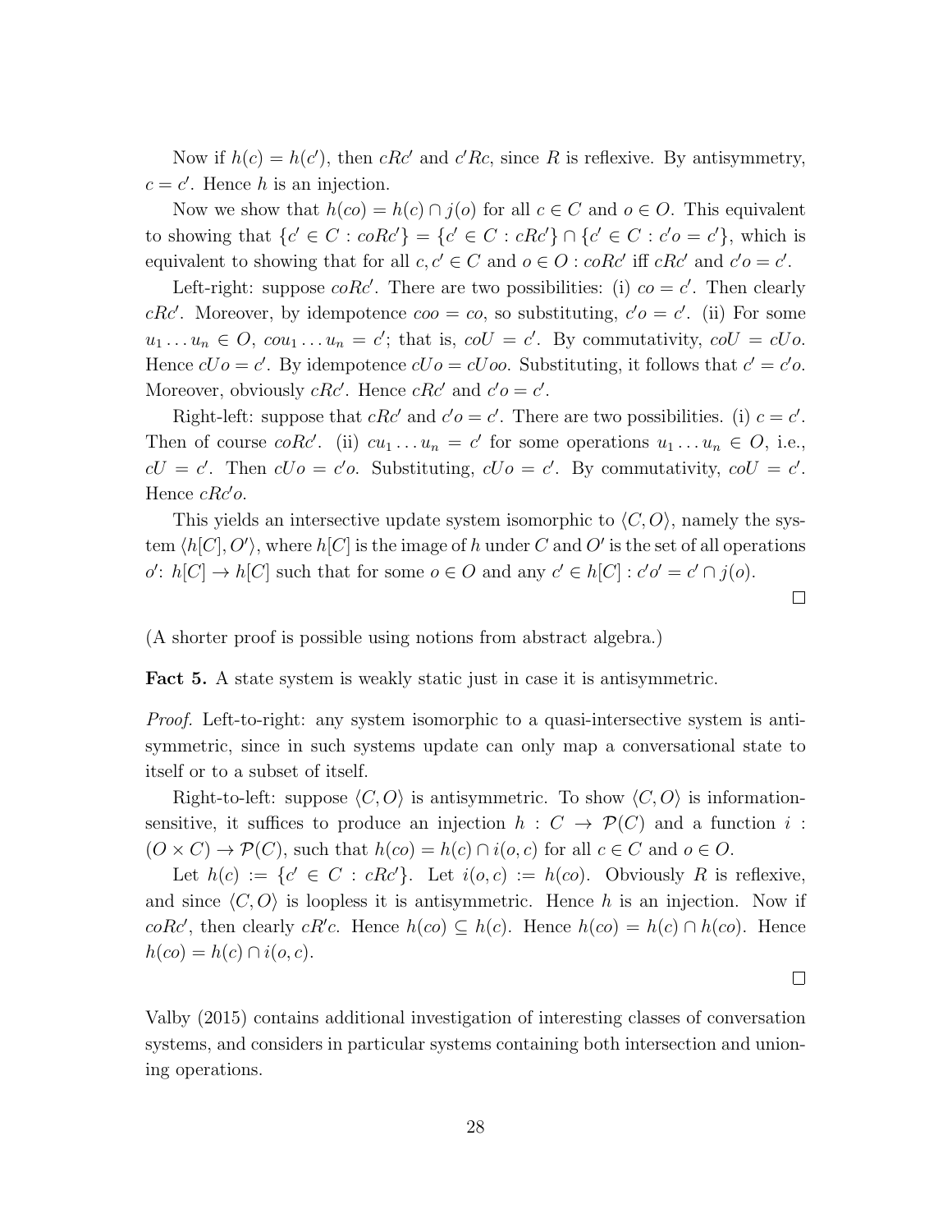Now if $h(c) = h(c')$, then $cRc'$ and $c'Rc$, since $R$ is reflexive. By antisymmetry, $c = c'$. Hence $h$ is an injection.

Now we show that $h(co) = h(c) \cap j(o)$ for all $c \in C$ and $o \in O$. This equivalent to showing that $\{c' \in C : coRc'\} = \{c' \in C : cRc'\} \cap \{c' \in C : c'o = c'\}$, which is equivalent to showing that for all $c, c' \in C$ and $o \in O : coRc'$ iff $cRc'$ and $c'o = c'$.

Left-right: suppose $coRc'$. There are two possibilities: (i) $co = c'$. Then clearly $cRc'$. Moreover, by idempotence $coo = co$, so substituting, $c'o = c'$. (ii) For some $u_1 \ldots u_n \in O$, $cou_1 \ldots u_n = c'$; that is, $coU = c'$. By commutativity, $coU = cUo$. Hence $cUo = c'$. By idempotence $cUo = cUoo$. Substituting, it follows that $c' = c'o$. Moreover, obviously $cRc'$. Hence $cRc'$ and $c'o = c'$.

Right-left: suppose that $cRc'$ and $c'o = c'$. There are two possibilities. (i) $c = c'$. Then of course $coRc'$. (ii) $cu_1 \ldots u_n = c'$ for some operations $u_1 \ldots u_n \in O$, i.e., $cU = c'$. Then $cUo = c'o$. Substituting, $cUo = c'$. By commutativity, $coU = c'$. Hence $cRc'o$.

This yields an intersective update system isomorphic to $\langle C, O \rangle$, namely the system $\langle h[C], O' \rangle$, where $h[C]$ is the image of $h$ under $C$ and $O'$ is the set of all operations $o'$: $h[C] \to h[C]$ such that for some $o \in O$ and any $c' \in h[C] : c'o' = c' \cap j(o)$.

□

(A shorter proof is possible using notions from abstract algebra.)

**Fact 5.** A state system is weakly static just in case it is antisymmetric.

*Proof.* Left-to-right: any system isomorphic to a quasi-intersective system is antisymmetric, since in such systems update can only map a conversational state to itself or to a subset of itself.

Right-to-left: suppose $\langle C, O \rangle$ is antisymmetric. To show $\langle C, O \rangle$ is information-sensitive, it suffices to produce an injection $h : C \to \mathcal{P}(C)$ and a function $i : (O \times C) \to \mathcal{P}(C)$, such that $h(co) = h(c) \cap i(o, c)$ for all $c \in C$ and $o \in O$.

Let $h(c) := \{c' \in C : cRc'\}$. Let $i(o, c) := h(co)$. Obviously $R$ is reflexive, and since $\langle C, O \rangle$ is loopless it is antisymmetric. Hence $h$ is an injection. Now if $coRc'$, then clearly $cR'c$. Hence $h(co) \subseteq h(c)$. Hence $h(co) = h(c) \cap h(co)$. Hence $h(co) = h(c) \cap i(o, c)$.

□

Valby (2015) contains additional investigation of interesting classes of conversation systems, and considers in particular systems containing both intersection and unioning operations.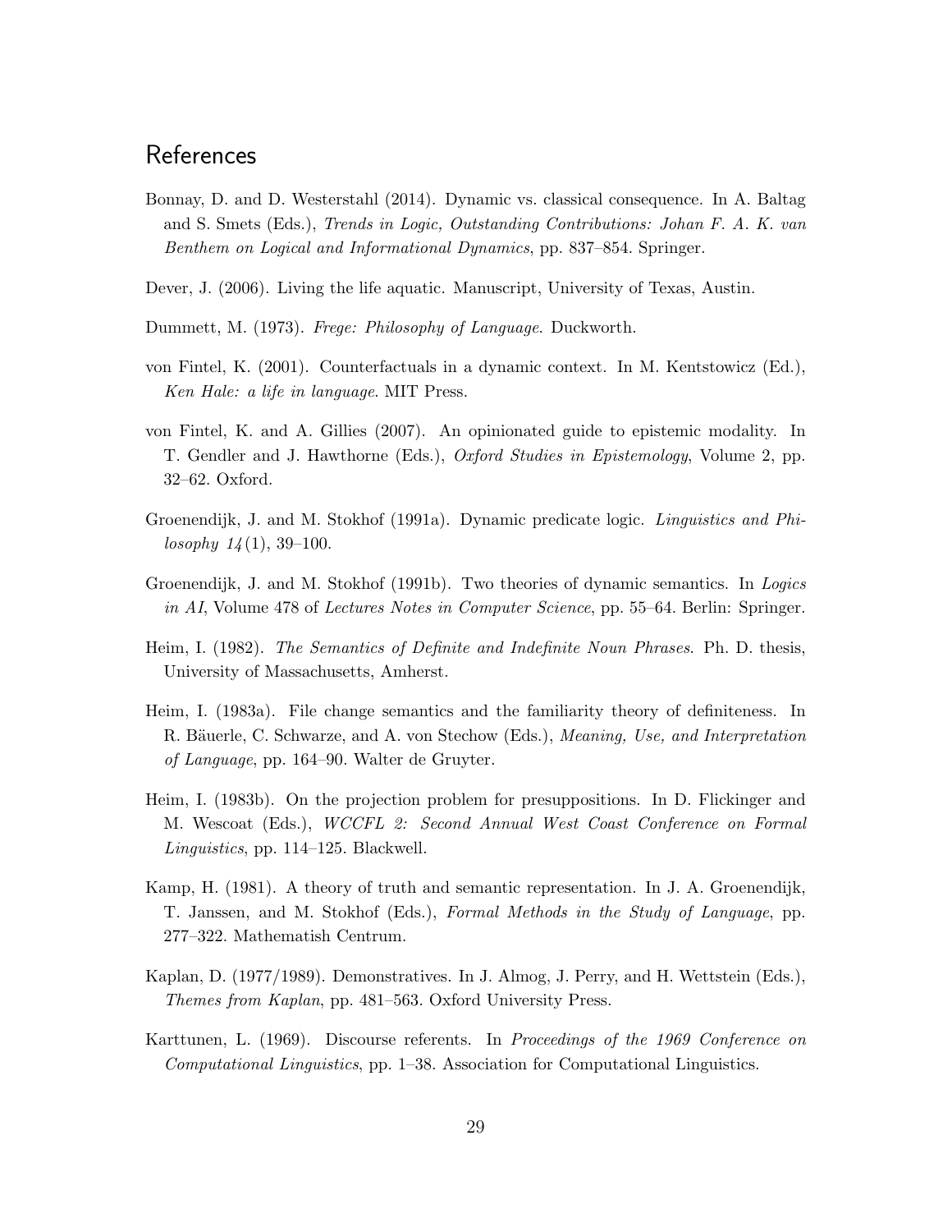## References

Bonnay, D. and D. Westerstahl (2014). Dynamic vs. classical consequence. In A. Baltag and S. Smets (Eds.), *Trends in Logic, Outstanding Contributions: Johan F. A. K. van Benthem on Logical and Informational Dynamics*, pp. 837–854. Springer.

Dever, J. (2006). Living the life aquatic. Manuscript, University of Texas, Austin.

Dummett, M. (1973). *Frege: Philosophy of Language*. Duckworth.

von Fintel, K. (2001). Counterfactuals in a dynamic context. In M. Kentstowicz (Ed.), *Ken Hale: a life in language*. MIT Press.

von Fintel, K. and A. Gillies (2007). An opinionated guide to epistemic modality. In T. Gendler and J. Hawthorne (Eds.), *Oxford Studies in Epistemology*, Volume 2, pp. 32–62. Oxford.

Groenendijk, J. and M. Stokhof (1991a). Dynamic predicate logic. *Linguistics and Philosophy 14*(1), 39–100.

Groenendijk, J. and M. Stokhof (1991b). Two theories of dynamic semantics. In *Logics in AI*, Volume 478 of *Lectures Notes in Computer Science*, pp. 55–64. Berlin: Springer.

Heim, I. (1982). *The Semantics of Definite and Indefinite Noun Phrases*. Ph. D. thesis, University of Massachusetts, Amherst.

Heim, I. (1983a). File change semantics and the familiarity theory of definiteness. In R. Bäuerle, C. Schwarze, and A. von Stechow (Eds.), *Meaning, Use, and Interpretation of Language*, pp. 164–90. Walter de Gruyter.

Heim, I. (1983b). On the projection problem for presuppositions. In D. Flickinger and M. Wescoat (Eds.), *WCCFL 2: Second Annual West Coast Conference on Formal Linguistics*, pp. 114–125. Blackwell.

Kamp, H. (1981). A theory of truth and semantic representation. In J. A. Groenendijk, T. Janssen, and M. Stokhof (Eds.), *Formal Methods in the Study of Language*, pp. 277–322. Mathematish Centrum.

Kaplan, D. (1977/1989). Demonstratives. In J. Almog, J. Perry, and H. Wettstein (Eds.), *Themes from Kaplan*, pp. 481–563. Oxford University Press.

Karttunen, L. (1969). Discourse referents. In *Proceedings of the 1969 Conference on Computational Linguistics*, pp. 1–38. Association for Computational Linguistics.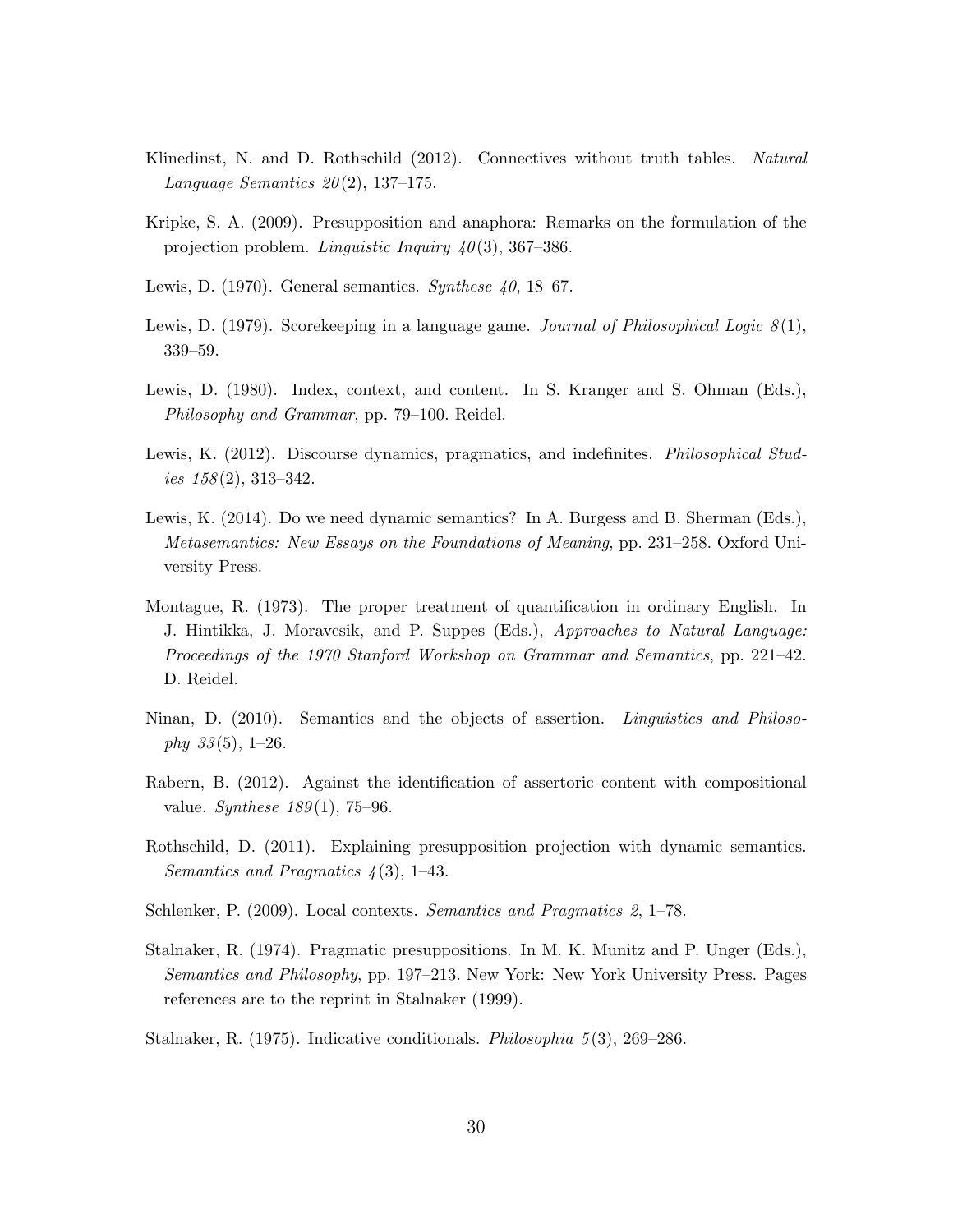Klinedinst, N. and D. Rothschild (2012). Connectives without truth tables. *Natural Language Semantics 20*(2), 137–175.

Kripke, S. A. (2009). Presupposition and anaphora: Remarks on the formulation of the projection problem. *Linguistic Inquiry 40*(3), 367–386.

Lewis, D. (1970). General semantics. *Synthese 40*, 18–67.

Lewis, D. (1979). Scorekeeping in a language game. *Journal of Philosophical Logic 8*(1), 339–59.

Lewis, D. (1980). Index, context, and content. In S. Kranger and S. Ohman (Eds.), *Philosophy and Grammar*, pp. 79–100. Reidel.

Lewis, K. (2012). Discourse dynamics, pragmatics, and indefinites. *Philosophical Studies 158*(2), 313–342.

Lewis, K. (2014). Do we need dynamic semantics? In A. Burgess and B. Sherman (Eds.), *Metasemantics: New Essays on the Foundations of Meaning*, pp. 231–258. Oxford University Press.

Montague, R. (1973). The proper treatment of quantification in ordinary English. In J. Hintikka, J. Moravcsik, and P. Suppes (Eds.), *Approaches to Natural Language: Proceedings of the 1970 Stanford Workshop on Grammar and Semantics*, pp. 221–42. D. Reidel.

Ninan, D. (2010). Semantics and the objects of assertion. *Linguistics and Philosophy 33*(5), 1–26.

Rabern, B. (2012). Against the identification of assertoric content with compositional value. *Synthese 189*(1), 75–96.

Rothschild, D. (2011). Explaining presupposition projection with dynamic semantics. *Semantics and Pragmatics 4*(3), 1–43.

Schlenker, P. (2009). Local contexts. *Semantics and Pragmatics 2*, 1–78.

Stalnaker, R. (1974). Pragmatic presuppositions. In M. K. Munitz and P. Unger (Eds.), *Semantics and Philosophy*, pp. 197–213. New York: New York University Press. Pages references are to the reprint in Stalnaker (1999).

Stalnaker, R. (1975). Indicative conditionals. *Philosophia 5*(3), 269–286.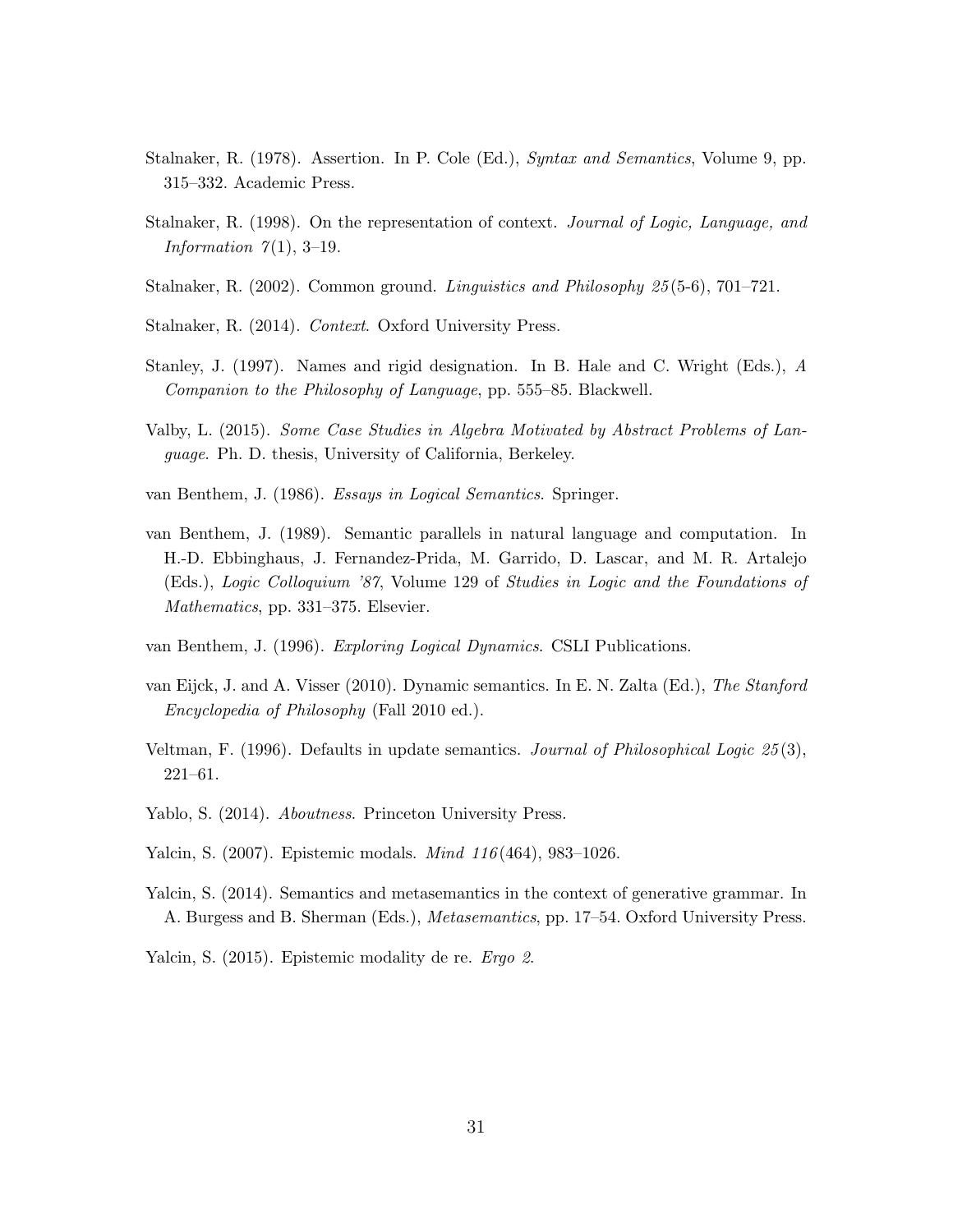Stalnaker, R. (1978). Assertion. In P. Cole (Ed.), *Syntax and Semantics*, Volume 9, pp. 315–332. Academic Press.

Stalnaker, R. (1998). On the representation of context. *Journal of Logic, Language, and Information 7*(1), 3–19.

Stalnaker, R. (2002). Common ground. *Linguistics and Philosophy 25*(5-6), 701–721.

Stalnaker, R. (2014). *Context*. Oxford University Press.

Stanley, J. (1997). Names and rigid designation. In B. Hale and C. Wright (Eds.), *A Companion to the Philosophy of Language*, pp. 555–85. Blackwell.

Valby, L. (2015). *Some Case Studies in Algebra Motivated by Abstract Problems of Language*. Ph. D. thesis, University of California, Berkeley.

van Benthem, J. (1986). *Essays in Logical Semantics*. Springer.

van Benthem, J. (1989). Semantic parallels in natural language and computation. In H.-D. Ebbinghaus, J. Fernandez-Prida, M. Garrido, D. Lascar, and M. R. Artalejo (Eds.), *Logic Colloquium '87*, Volume 129 of *Studies in Logic and the Foundations of Mathematics*, pp. 331–375. Elsevier.

van Benthem, J. (1996). *Exploring Logical Dynamics*. CSLI Publications.

van Eijck, J. and A. Visser (2010). Dynamic semantics. In E. N. Zalta (Ed.), *The Stanford Encyclopedia of Philosophy* (Fall 2010 ed.).

Veltman, F. (1996). Defaults in update semantics. *Journal of Philosophical Logic 25*(3), 221–61.

Yablo, S. (2014). *Aboutness*. Princeton University Press.

Yalcin, S. (2007). Epistemic modals. *Mind 116*(464), 983–1026.

Yalcin, S. (2014). Semantics and metasemantics in the context of generative grammar. In A. Burgess and B. Sherman (Eds.), *Metasemantics*, pp. 17–54. Oxford University Press.

Yalcin, S. (2015). Epistemic modality de re. *Ergo 2*.